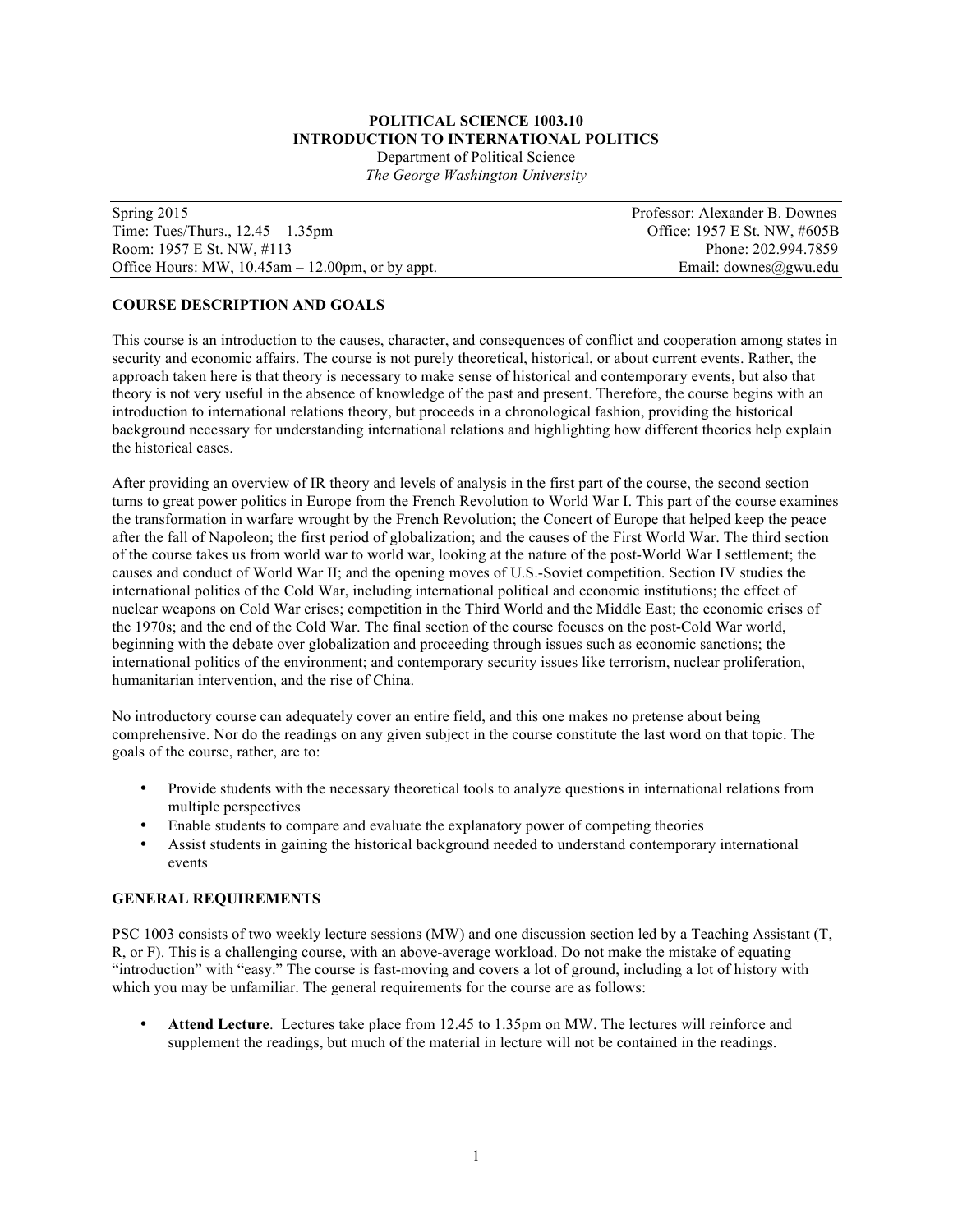**POLITICAL SCIENCE 1003.10**
**INTRODUCTION TO INTERNATIONAL POLITICS**
Department of Political Science
*The George Washington University*

| | |
|---|---|
| Spring 2015 | Professor: Alexander B. Downes |
| Time: Tues/Thurs., 12.45 – 1.35pm | Office: 1957 E St. NW, #605B |
| Room: 1957 E St. NW, #113 | Phone: 202.994.7859 |
| Office Hours: MW, 10.45am – 12.00pm, or by appt. | Email: downes@gwu.edu |

## COURSE DESCRIPTION AND GOALS

This course is an introduction to the causes, character, and consequences of conflict and cooperation among states in security and economic affairs. The course is not purely theoretical, historical, or about current events. Rather, the approach taken here is that theory is necessary to make sense of historical and contemporary events, but also that theory is not very useful in the absence of knowledge of the past and present. Therefore, the course begins with an introduction to international relations theory, but proceeds in a chronological fashion, providing the historical background necessary for understanding international relations and highlighting how different theories help explain the historical cases.

After providing an overview of IR theory and levels of analysis in the first part of the course, the second section turns to great power politics in Europe from the French Revolution to World War I. This part of the course examines the transformation in warfare wrought by the French Revolution; the Concert of Europe that helped keep the peace after the fall of Napoleon; the first period of globalization; and the causes of the First World War. The third section of the course takes us from world war to world war, looking at the nature of the post-World War I settlement; the causes and conduct of World War II; and the opening moves of U.S.-Soviet competition. Section IV studies the international politics of the Cold War, including international political and economic institutions; the effect of nuclear weapons on Cold War crises; competition in the Third World and the Middle East; the economic crises of the 1970s; and the end of the Cold War. The final section of the course focuses on the post-Cold War world, beginning with the debate over globalization and proceeding through issues such as economic sanctions; the international politics of the environment; and contemporary security issues like terrorism, nuclear proliferation, humanitarian intervention, and the rise of China.

No introductory course can adequately cover an entire field, and this one makes no pretense about being comprehensive. Nor do the readings on any given subject in the course constitute the last word on that topic. The goals of the course, rather, are to:

- Provide students with the necessary theoretical tools to analyze questions in international relations from multiple perspectives
- Enable students to compare and evaluate the explanatory power of competing theories
- Assist students in gaining the historical background needed to understand contemporary international events

## GENERAL REQUIREMENTS

PSC 1003 consists of two weekly lecture sessions (MW) and one discussion section led by a Teaching Assistant (T, R, or F). This is a challenging course, with an above-average workload. Do not make the mistake of equating "introduction" with "easy." The course is fast-moving and covers a lot of ground, including a lot of history with which you may be unfamiliar. The general requirements for the course are as follows:

- **Attend Lecture**. Lectures take place from 12.45 to 1.35pm on MW. The lectures will reinforce and supplement the readings, but much of the material in lecture will not be contained in the readings.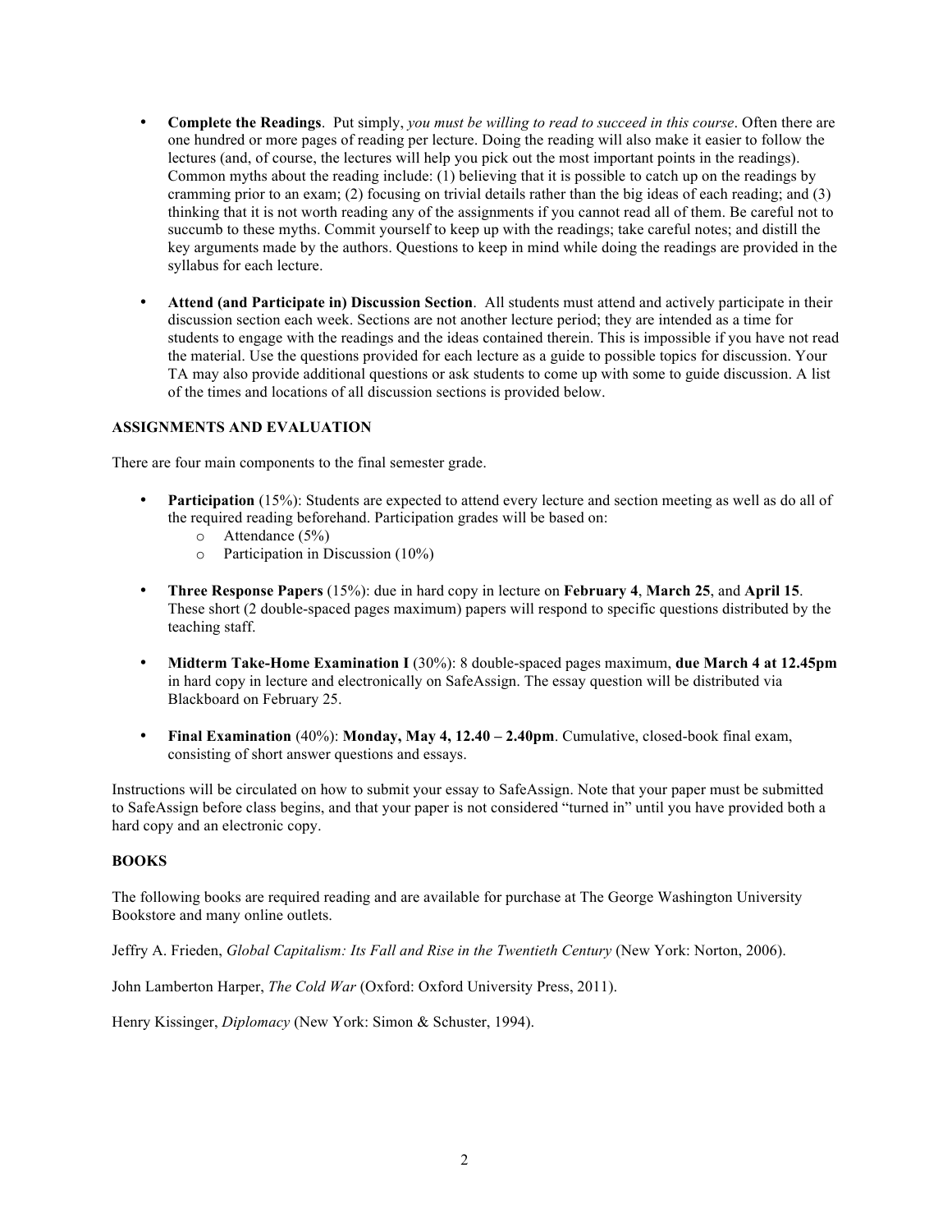- **Complete the Readings**. Put simply, *you must be willing to read to succeed in this course*. Often there are one hundred or more pages of reading per lecture. Doing the reading will also make it easier to follow the lectures (and, of course, the lectures will help you pick out the most important points in the readings). Common myths about the reading include: (1) believing that it is possible to catch up on the readings by cramming prior to an exam; (2) focusing on trivial details rather than the big ideas of each reading; and (3) thinking that it is not worth reading any of the assignments if you cannot read all of them. Be careful not to succumb to these myths. Commit yourself to keep up with the readings; take careful notes; and distill the key arguments made by the authors. Questions to keep in mind while doing the readings are provided in the syllabus for each lecture.

- **Attend (and Participate in) Discussion Section**. All students must attend and actively participate in their discussion section each week. Sections are not another lecture period; they are intended as a time for students to engage with the readings and the ideas contained therein. This is impossible if you have not read the material. Use the questions provided for each lecture as a guide to possible topics for discussion. Your TA may also provide additional questions or ask students to come up with some to guide discussion. A list of the times and locations of all discussion sections is provided below.

**ASSIGNMENTS AND EVALUATION**

There are four main components to the final semester grade.

- **Participation** (15%): Students are expected to attend every lecture and section meeting as well as do all of the required reading beforehand. Participation grades will be based on:
  - Attendance (5%)
  - Participation in Discussion (10%)

- **Three Response Papers** (15%): due in hard copy in lecture on **February 4**, **March 25**, and **April 15**. These short (2 double-spaced pages maximum) papers will respond to specific questions distributed by the teaching staff.

- **Midterm Take-Home Examination I** (30%): 8 double-spaced pages maximum, **due March 4 at 12.45pm** in hard copy in lecture and electronically on SafeAssign. The essay question will be distributed via Blackboard on February 25.

- **Final Examination** (40%): **Monday, May 4, 12.40 – 2.40pm**. Cumulative, closed-book final exam, consisting of short answer questions and essays.

Instructions will be circulated on how to submit your essay to SafeAssign. Note that your paper must be submitted to SafeAssign before class begins, and that your paper is not considered "turned in" until you have provided both a hard copy and an electronic copy.

**BOOKS**

The following books are required reading and are available for purchase at The George Washington University Bookstore and many online outlets.

Jeffry A. Frieden, *Global Capitalism: Its Fall and Rise in the Twentieth Century* (New York: Norton, 2006).

John Lamberton Harper, *The Cold War* (Oxford: Oxford University Press, 2011).

Henry Kissinger, *Diplomacy* (New York: Simon & Schuster, 1994).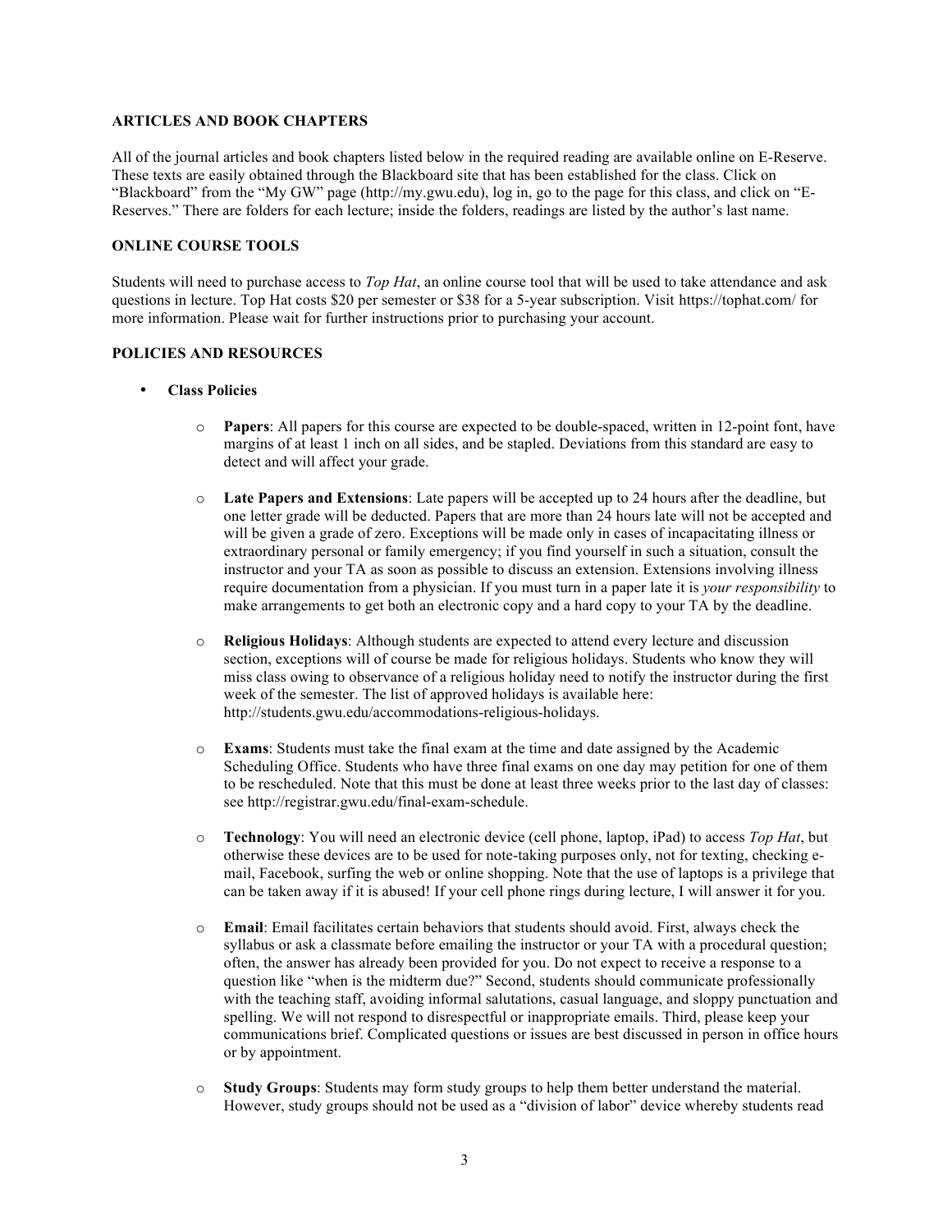### ARTICLES AND BOOK CHAPTERS

All of the journal articles and book chapters listed below in the required reading are available online on E-Reserve. These texts are easily obtained through the Blackboard site that has been established for the class. Click on "Blackboard" from the "My GW" page (http://my.gwu.edu), log in, go to the page for this class, and click on "E-Reserves." There are folders for each lecture; inside the folders, readings are listed by the author's last name.

### ONLINE COURSE TOOLS

Students will need to purchase access to *Top Hat*, an online course tool that will be used to take attendance and ask questions in lecture. Top Hat costs $20 per semester or $38 for a 5-year subscription. Visit https://tophat.com/ for more information. Please wait for further instructions prior to purchasing your account.

### POLICIES AND RESOURCES

- **Class Policies**
  - **Papers**: All papers for this course are expected to be double-spaced, written in 12-point font, have margins of at least 1 inch on all sides, and be stapled. Deviations from this standard are easy to detect and will affect your grade.
  - **Late Papers and Extensions**: Late papers will be accepted up to 24 hours after the deadline, but one letter grade will be deducted. Papers that are more than 24 hours late will not be accepted and will be given a grade of zero. Exceptions will be made only in cases of incapacitating illness or extraordinary personal or family emergency; if you find yourself in such a situation, consult the instructor and your TA as soon as possible to discuss an extension. Extensions involving illness require documentation from a physician. If you must turn in a paper late it is *your responsibility* to make arrangements to get both an electronic copy and a hard copy to your TA by the deadline.
  - **Religious Holidays**: Although students are expected to attend every lecture and discussion section, exceptions will of course be made for religious holidays. Students who know they will miss class owing to observance of a religious holiday need to notify the instructor during the first week of the semester. The list of approved holidays is available here: http://students.gwu.edu/accommodations-religious-holidays.
  - **Exams**: Students must take the final exam at the time and date assigned by the Academic Scheduling Office. Students who have three final exams on one day may petition for one of them to be rescheduled. Note that this must be done at least three weeks prior to the last day of classes: see http://registrar.gwu.edu/final-exam-schedule.
  - **Technology**: You will need an electronic device (cell phone, laptop, iPad) to access *Top Hat*, but otherwise these devices are to be used for note-taking purposes only, not for texting, checking e-mail, Facebook, surfing the web or online shopping. Note that the use of laptops is a privilege that can be taken away if it is abused! If your cell phone rings during lecture, I will answer it for you.
  - **Email**: Email facilitates certain behaviors that students should avoid. First, always check the syllabus or ask a classmate before emailing the instructor or your TA with a procedural question; often, the answer has already been provided for you. Do not expect to receive a response to a question like "when is the midterm due?" Second, students should communicate professionally with the teaching staff, avoiding informal salutations, casual language, and sloppy punctuation and spelling. We will not respond to disrespectful or inappropriate emails. Third, please keep your communications brief. Complicated questions or issues are best discussed in person in office hours or by appointment.
  - **Study Groups**: Students may form study groups to help them better understand the material. However, study groups should not be used as a "division of labor" device whereby students read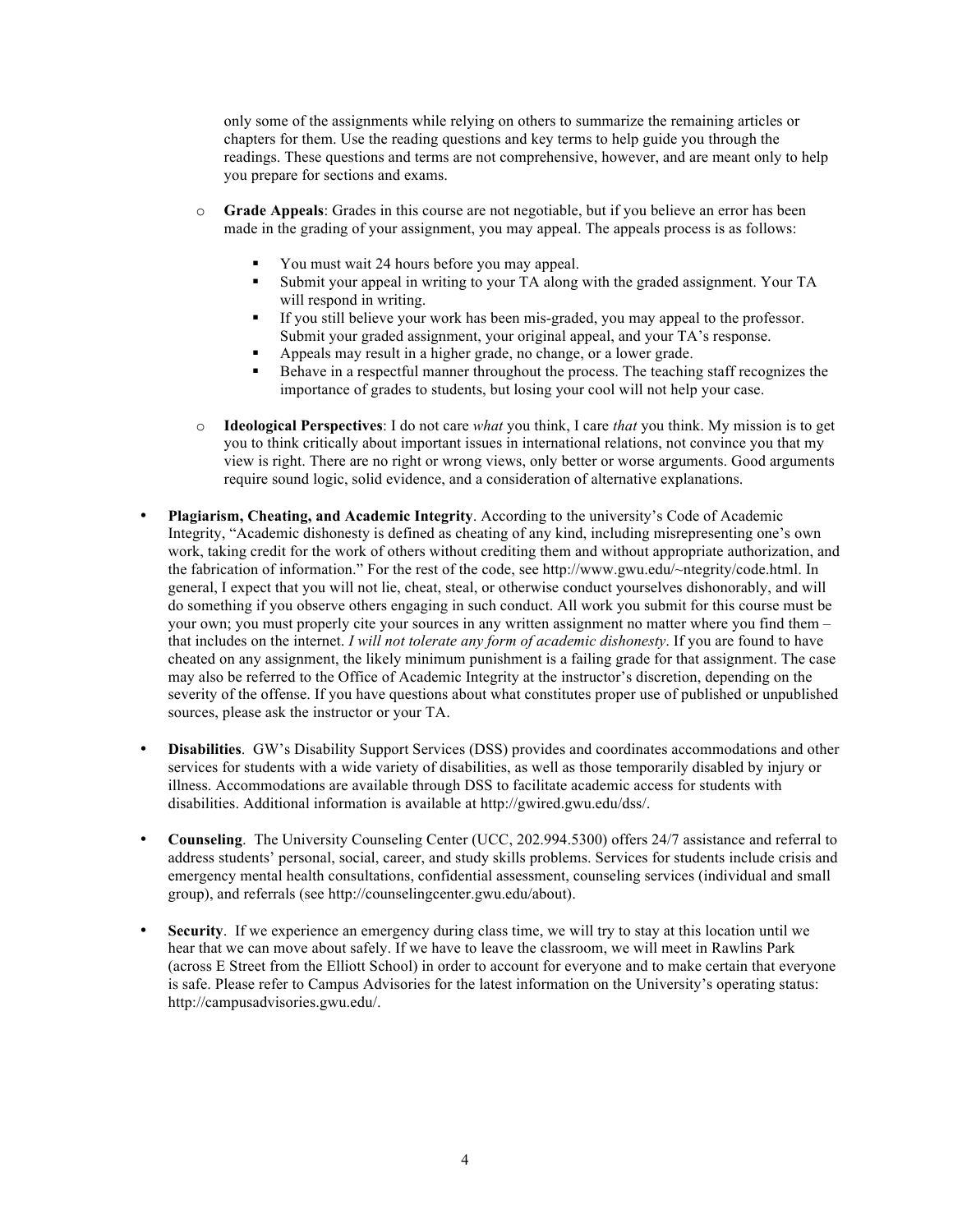only some of the assignments while relying on others to summarize the remaining articles or chapters for them. Use the reading questions and key terms to help guide you through the readings. These questions and terms are not comprehensive, however, and are meant only to help you prepare for sections and exams.

- **Grade Appeals**: Grades in this course are not negotiable, but if you believe an error has been made in the grading of your assignment, you may appeal. The appeals process is as follows:
  - You must wait 24 hours before you may appeal.
  - Submit your appeal in writing to your TA along with the graded assignment. Your TA will respond in writing.
  - If you still believe your work has been mis-graded, you may appeal to the professor. Submit your graded assignment, your original appeal, and your TA's response.
  - Appeals may result in a higher grade, no change, or a lower grade.
  - Behave in a respectful manner throughout the process. The teaching staff recognizes the importance of grades to students, but losing your cool will not help your case.

- **Ideological Perspectives**: I do not care *what* you think, I care *that* you think. My mission is to get you to think critically about important issues in international relations, not convince you that my view is right. There are no right or wrong views, only better or worse arguments. Good arguments require sound logic, solid evidence, and a consideration of alternative explanations.

- **Plagiarism, Cheating, and Academic Integrity**. According to the university's Code of Academic Integrity, "Academic dishonesty is defined as cheating of any kind, including misrepresenting one's own work, taking credit for the work of others without crediting them and without appropriate authorization, and the fabrication of information." For the rest of the code, see http://www.gwu.edu/~ntegrity/code.html. In general, I expect that you will not lie, cheat, steal, or otherwise conduct yourselves dishonorably, and will do something if you observe others engaging in such conduct. All work you submit for this course must be your own; you must properly cite your sources in any written assignment no matter where you find them – that includes on the internet. *I will not tolerate any form of academic dishonesty*. If you are found to have cheated on any assignment, the likely minimum punishment is a failing grade for that assignment. The case may also be referred to the Office of Academic Integrity at the instructor's discretion, depending on the severity of the offense. If you have questions about what constitutes proper use of published or unpublished sources, please ask the instructor or your TA.

- **Disabilities**. GW's Disability Support Services (DSS) provides and coordinates accommodations and other services for students with a wide variety of disabilities, as well as those temporarily disabled by injury or illness. Accommodations are available through DSS to facilitate academic access for students with disabilities. Additional information is available at http://gwired.gwu.edu/dss/.

- **Counseling**. The University Counseling Center (UCC, 202.994.5300) offers 24/7 assistance and referral to address students' personal, social, career, and study skills problems. Services for students include crisis and emergency mental health consultations, confidential assessment, counseling services (individual and small group), and referrals (see http://counselingcenter.gwu.edu/about).

- **Security**. If we experience an emergency during class time, we will try to stay at this location until we hear that we can move about safely. If we have to leave the classroom, we will meet in Rawlins Park (across E Street from the Elliott School) in order to account for everyone and to make certain that everyone is safe. Please refer to Campus Advisories for the latest information on the University's operating status: http://campusadvisories.gwu.edu/.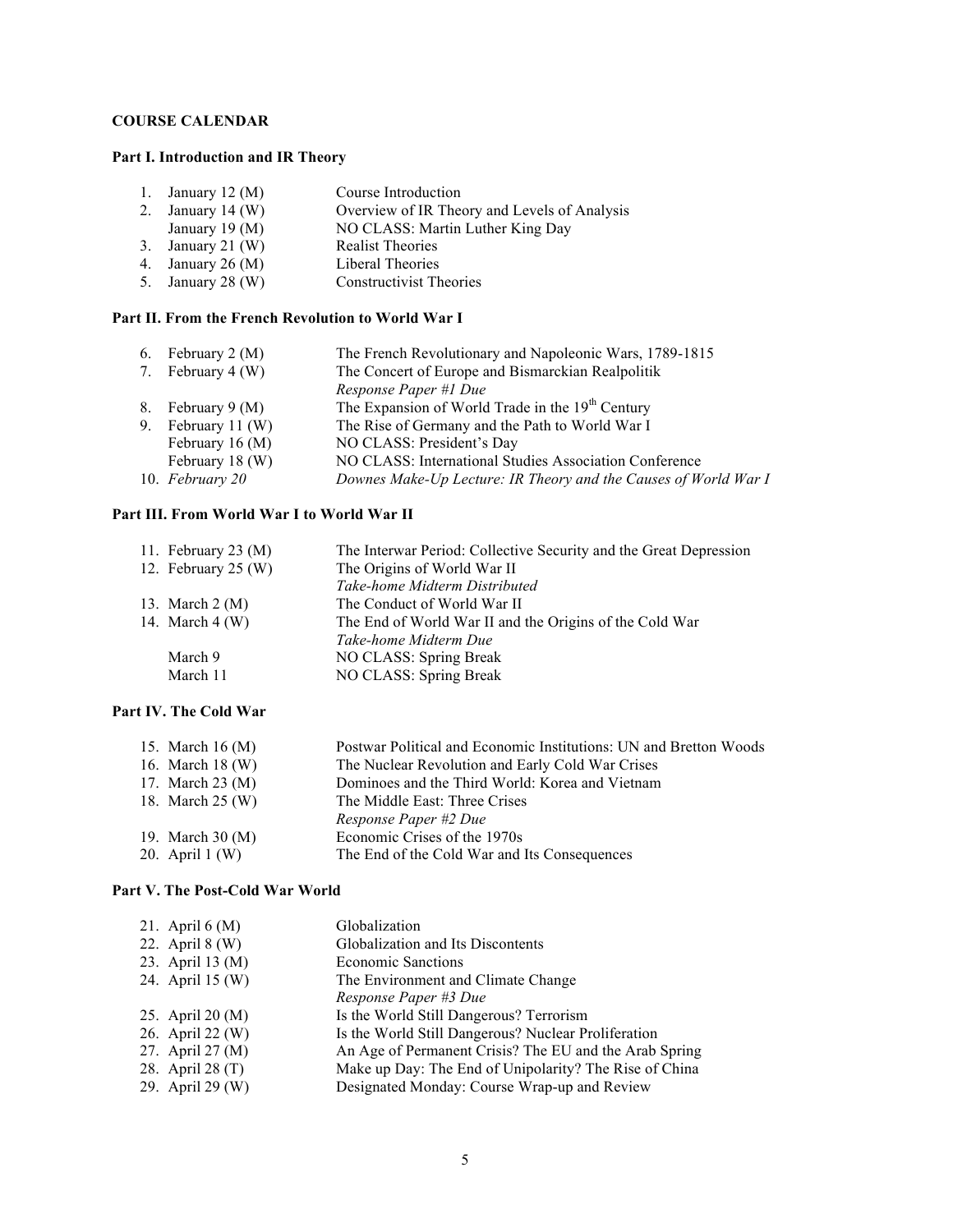**COURSE CALENDAR**

**Part I. Introduction and IR Theory**

| | Date | Topic |
|---|---|---|
| 1. | January 12 (M) | Course Introduction |
| 2. | January 14 (W) | Overview of IR Theory and Levels of Analysis |
| | January 19 (M) | NO CLASS: Martin Luther King Day |
| 3. | January 21 (W) | Realist Theories |
| 4. | January 26 (M) | Liberal Theories |
| 5. | January 28 (W) | Constructivist Theories |

**Part II. From the French Revolution to World War I**

| | Date | Topic |
|---|---|---|
| 6. | February 2 (M) | The French Revolutionary and Napoleonic Wars, 1789-1815 |
| 7. | February 4 (W) | The Concert of Europe and Bismarckian Realpolitik<br>*Response Paper #1 Due* |
| 8. | February 9 (M) | The Expansion of World Trade in the 19th Century |
| 9. | February 11 (W) | The Rise of Germany and the Path to World War I |
| | February 16 (M) | NO CLASS: President's Day |
| | February 18 (W) | NO CLASS: International Studies Association Conference |
| 10. | *February 20* | *Downes Make-Up Lecture: IR Theory and the Causes of World War I* |

**Part III. From World War I to World War II**

| | Date | Topic |
|---|---|---|
| 11. | February 23 (M) | The Interwar Period: Collective Security and the Great Depression |
| 12. | February 25 (W) | The Origins of World War II<br>*Take-home Midterm Distributed* |
| 13. | March 2 (M) | The Conduct of World War II |
| 14. | March 4 (W) | The End of World War II and the Origins of the Cold War<br>*Take-home Midterm Due* |
| | March 9 | NO CLASS: Spring Break |
| | March 11 | NO CLASS: Spring Break |

**Part IV. The Cold War**

| | Date | Topic |
|---|---|---|
| 15. | March 16 (M) | Postwar Political and Economic Institutions: UN and Bretton Woods |
| 16. | March 18 (W) | The Nuclear Revolution and Early Cold War Crises |
| 17. | March 23 (M) | Dominoes and the Third World: Korea and Vietnam |
| 18. | March 25 (W) | The Middle East: Three Crises<br>*Response Paper #2 Due* |
| 19. | March 30 (M) | Economic Crises of the 1970s |
| 20. | April 1 (W) | The End of the Cold War and Its Consequences |

**Part V. The Post-Cold War World**

| | Date | Topic |
|---|---|---|
| 21. | April 6 (M) | Globalization |
| 22. | April 8 (W) | Globalization and Its Discontents |
| 23. | April 13 (M) | Economic Sanctions |
| 24. | April 15 (W) | The Environment and Climate Change<br>*Response Paper #3 Due* |
| 25. | April 20 (M) | Is the World Still Dangerous? Terrorism |
| 26. | April 22 (W) | Is the World Still Dangerous? Nuclear Proliferation |
| 27. | April 27 (M) | An Age of Permanent Crisis? The EU and the Arab Spring |
| 28. | April 28 (T) | Make up Day: The End of Unipolarity? The Rise of China |
| 29. | April 29 (W) | Designated Monday: Course Wrap-up and Review |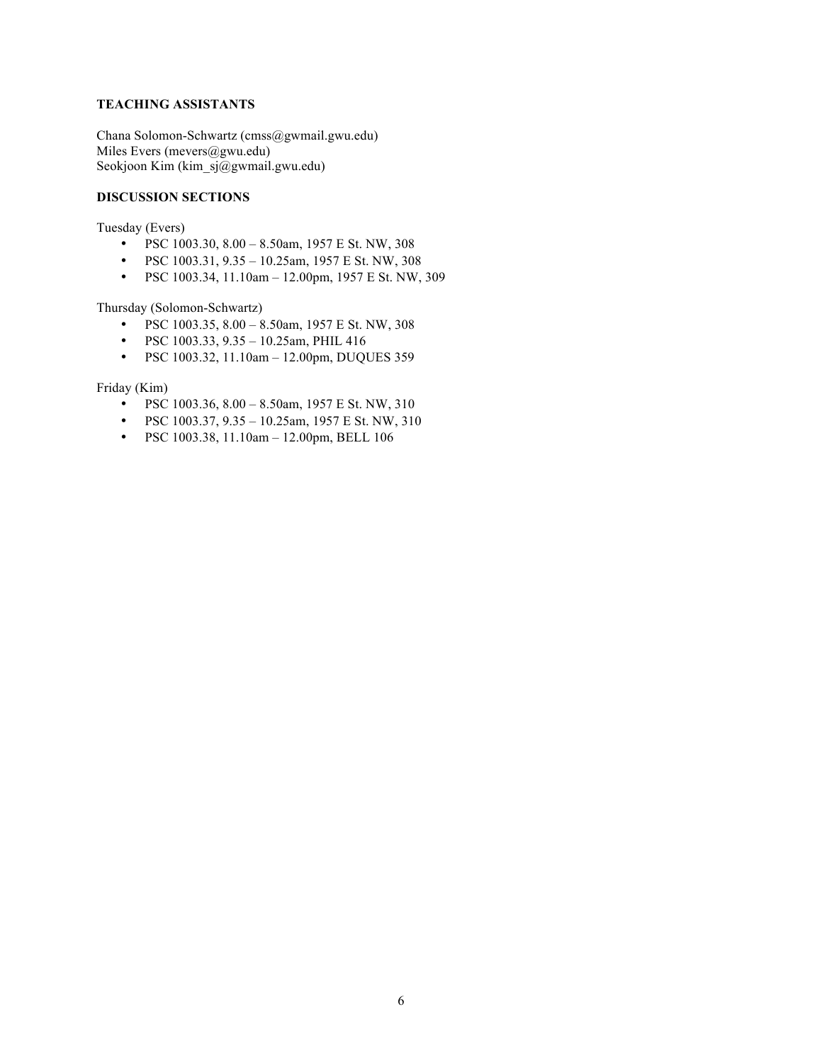**TEACHING ASSISTANTS**

Chana Solomon-Schwartz (cmss@gwmail.gwu.edu)
Miles Evers (mevers@gwu.edu)
Seokjoon Kim (kim_sj@gwmail.gwu.edu)

**DISCUSSION SECTIONS**

Tuesday (Evers)

- PSC 1003.30, 8.00 – 8.50am, 1957 E St. NW, 308
- PSC 1003.31, 9.35 – 10.25am, 1957 E St. NW, 308
- PSC 1003.34, 11.10am – 12.00pm, 1957 E St. NW, 309

Thursday (Solomon-Schwartz)

- PSC 1003.35, 8.00 – 8.50am, 1957 E St. NW, 308
- PSC 1003.33, 9.35 – 10.25am, PHIL 416
- PSC 1003.32, 11.10am – 12.00pm, DUQUES 359

Friday (Kim)

- PSC 1003.36, 8.00 – 8.50am, 1957 E St. NW, 310
- PSC 1003.37, 9.35 – 10.25am, 1957 E St. NW, 310
- PSC 1003.38, 11.10am – 12.00pm, BELL 106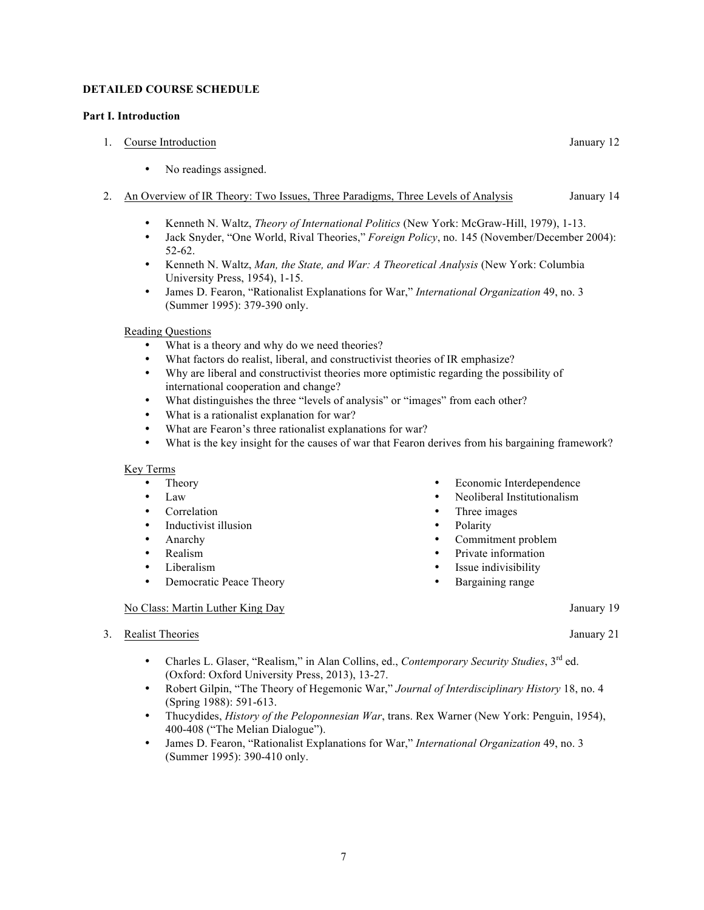**DETAILED COURSE SCHEDULE**

**Part I. Introduction**

1. Course Introduction — January 12

    - No readings assigned.

2. An Overview of IR Theory: Two Issues, Three Paradigms, Three Levels of Analysis — January 14

    - Kenneth N. Waltz, *Theory of International Politics* (New York: McGraw-Hill, 1979), 1-13.
    - Jack Snyder, "One World, Rival Theories," *Foreign Policy*, no. 145 (November/December 2004): 52-62.
    - Kenneth N. Waltz, *Man, the State, and War: A Theoretical Analysis* (New York: Columbia University Press, 1954), 1-15.
    - James D. Fearon, "Rationalist Explanations for War," *International Organization* 49, no. 3 (Summer 1995): 379-390 only.

    Reading Questions
    - What is a theory and why do we need theories?
    - What factors do realist, liberal, and constructivist theories of IR emphasize?
    - Why are liberal and constructivist theories more optimistic regarding the possibility of international cooperation and change?
    - What distinguishes the three "levels of analysis" or "images" from each other?
    - What is a rationalist explanation for war?
    - What are Fearon's three rationalist explanations for war?
    - What is the key insight for the causes of war that Fearon derives from his bargaining framework?

    Key Terms
    - Theory
    - Law
    - Correlation
    - Inductivist illusion
    - Anarchy
    - Realism
    - Liberalism
    - Democratic Peace Theory
    - Economic Interdependence
    - Neoliberal Institutionalism
    - Three images
    - Polarity
    - Commitment problem
    - Private information
    - Issue indivisibility
    - Bargaining range

    No Class: Martin Luther King Day — January 19

3. Realist Theories — January 21

    - Charles L. Glaser, "Realism," in Alan Collins, ed., *Contemporary Security Studies*, 3rd ed. (Oxford: Oxford University Press, 2013), 13-27.
    - Robert Gilpin, "The Theory of Hegemonic War," *Journal of Interdisciplinary History* 18, no. 4 (Spring 1988): 591-613.
    - Thucydides, *History of the Peloponnesian War*, trans. Rex Warner (New York: Penguin, 1954), 400-408 ("The Melian Dialogue").
    - James D. Fearon, "Rationalist Explanations for War," *International Organization* 49, no. 3 (Summer 1995): 390-410 only.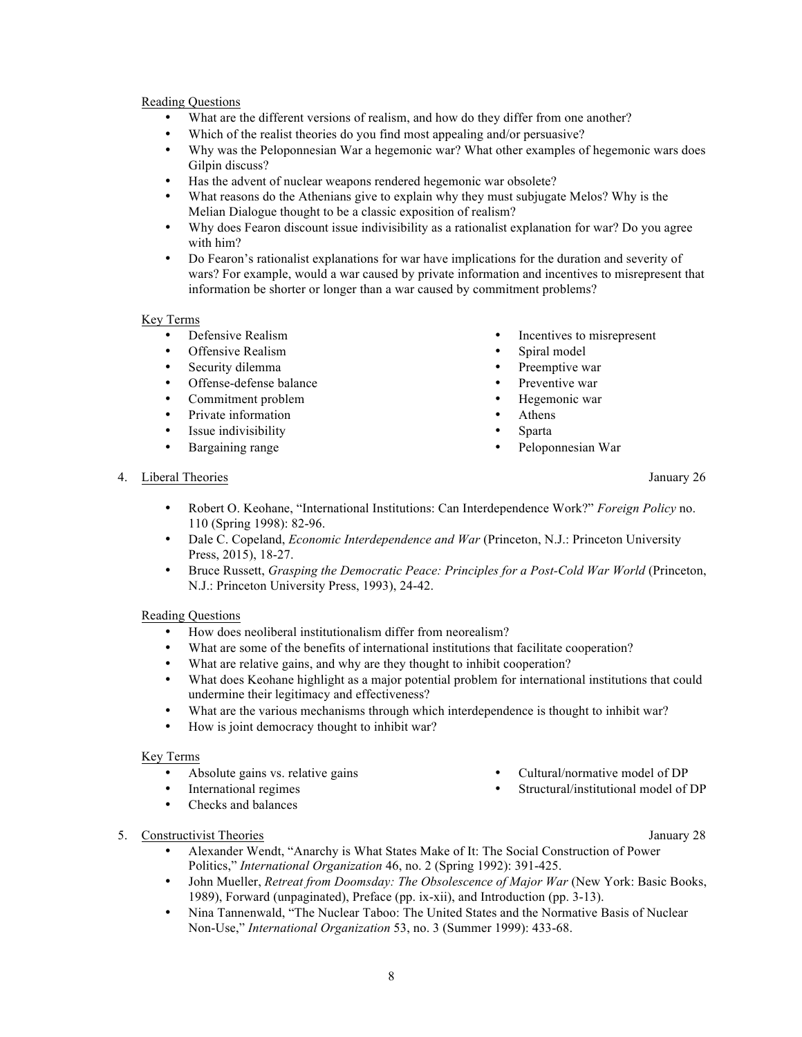Reading Questions

- What are the different versions of realism, and how do they differ from one another?
- Which of the realist theories do you find most appealing and/or persuasive?
- Why was the Peloponnesian War a hegemonic war? What other examples of hegemonic wars does Gilpin discuss?
- Has the advent of nuclear weapons rendered hegemonic war obsolete?
- What reasons do the Athenians give to explain why they must subjugate Melos? Why is the Melian Dialogue thought to be a classic exposition of realism?
- Why does Fearon discount issue indivisibility as a rationalist explanation for war? Do you agree with him?
- Do Fearon's rationalist explanations for war have implications for the duration and severity of wars? For example, would a war caused by private information and incentives to misrepresent that information be shorter or longer than a war caused by commitment problems?

Key Terms

- Defensive Realism
- Offensive Realism
- Security dilemma
- Offense-defense balance
- Commitment problem
- Private information
- Issue indivisibility
- Bargaining range
- Incentives to misrepresent
- Spiral model
- Preemptive war
- Preventive war
- Hegemonic war
- Athens
- Sparta
- Peloponnesian War

4. Liberal Theories — January 26

- Robert O. Keohane, "International Institutions: Can Interdependence Work?" *Foreign Policy* no. 110 (Spring 1998): 82-96.
- Dale C. Copeland, *Economic Interdependence and War* (Princeton, N.J.: Princeton University Press, 2015), 18-27.
- Bruce Russett, *Grasping the Democratic Peace: Principles for a Post-Cold War World* (Princeton, N.J.: Princeton University Press, 1993), 24-42.

Reading Questions

- How does neoliberal institutionalism differ from neorealism?
- What are some of the benefits of international institutions that facilitate cooperation?
- What are relative gains, and why are they thought to inhibit cooperation?
- What does Keohane highlight as a major potential problem for international institutions that could undermine their legitimacy and effectiveness?
- What are the various mechanisms through which interdependence is thought to inhibit war?
- How is joint democracy thought to inhibit war?

Key Terms

- Absolute gains vs. relative gains
- International regimes
- Checks and balances
- Cultural/normative model of DP
- Structural/institutional model of DP

5. Constructivist Theories — January 28

- Alexander Wendt, "Anarchy is What States Make of It: The Social Construction of Power Politics," *International Organization* 46, no. 2 (Spring 1992): 391-425.
- John Mueller, *Retreat from Doomsday: The Obsolescence of Major War* (New York: Basic Books, 1989), Forward (unpaginated), Preface (pp. ix-xii), and Introduction (pp. 3-13).
- Nina Tannenwald, "The Nuclear Taboo: The United States and the Normative Basis of Nuclear Non-Use," *International Organization* 53, no. 3 (Summer 1999): 433-68.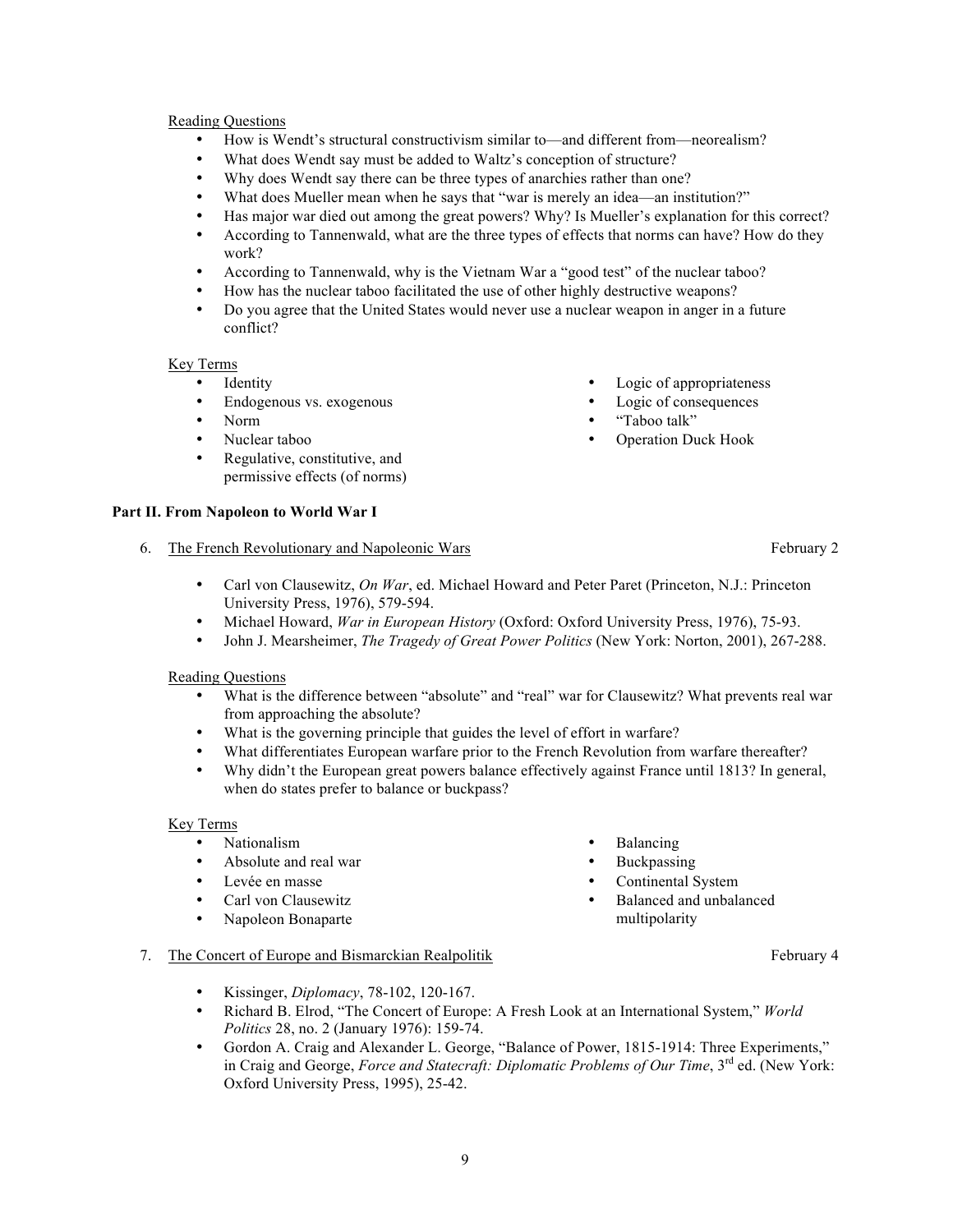Reading Questions

- How is Wendt's structural constructivism similar to—and different from—neorealism?
- What does Wendt say must be added to Waltz's conception of structure?
- Why does Wendt say there can be three types of anarchies rather than one?
- What does Mueller mean when he says that "war is merely an idea—an institution?"
- Has major war died out among the great powers? Why? Is Mueller's explanation for this correct?
- According to Tannenwald, what are the three types of effects that norms can have? How do they work?
- According to Tannenwald, why is the Vietnam War a "good test" of the nuclear taboo?
- How has the nuclear taboo facilitated the use of other highly destructive weapons?
- Do you agree that the United States would never use a nuclear weapon in anger in a future conflict?

Key Terms

- Identity
- Endogenous vs. exogenous
- Norm
- Nuclear taboo
- Regulative, constitutive, and permissive effects (of norms)
- Logic of appropriateness
- Logic of consequences
- "Taboo talk"
- Operation Duck Hook

## Part II. From Napoleon to World War I

6. The French Revolutionary and Napoleonic Wars — February 2

   - Carl von Clausewitz, *On War*, ed. Michael Howard and Peter Paret (Princeton, N.J.: Princeton University Press, 1976), 579-594.
   - Michael Howard, *War in European History* (Oxford: Oxford University Press, 1976), 75-93.
   - John J. Mearsheimer, *The Tragedy of Great Power Politics* (New York: Norton, 2001), 267-288.

Reading Questions

- What is the difference between "absolute" and "real" war for Clausewitz? What prevents real war from approaching the absolute?
- What is the governing principle that guides the level of effort in warfare?
- What differentiates European warfare prior to the French Revolution from warfare thereafter?
- Why didn't the European great powers balance effectively against France until 1813? In general, when do states prefer to balance or buckpass?

Key Terms

- Nationalism
- Absolute and real war
- Levée en masse
- Carl von Clausewitz
- Napoleon Bonaparte
- Balancing
- Buckpassing
- Continental System
- Balanced and unbalanced multipolarity

7. The Concert of Europe and Bismarckian Realpolitik — February 4

   - Kissinger, *Diplomacy*, 78-102, 120-167.
   - Richard B. Elrod, "The Concert of Europe: A Fresh Look at an International System," *World Politics* 28, no. 2 (January 1976): 159-74.
   - Gordon A. Craig and Alexander L. George, "Balance of Power, 1815-1914: Three Experiments," in Craig and George, *Force and Statecraft: Diplomatic Problems of Our Time*, 3rd ed. (New York: Oxford University Press, 1995), 25-42.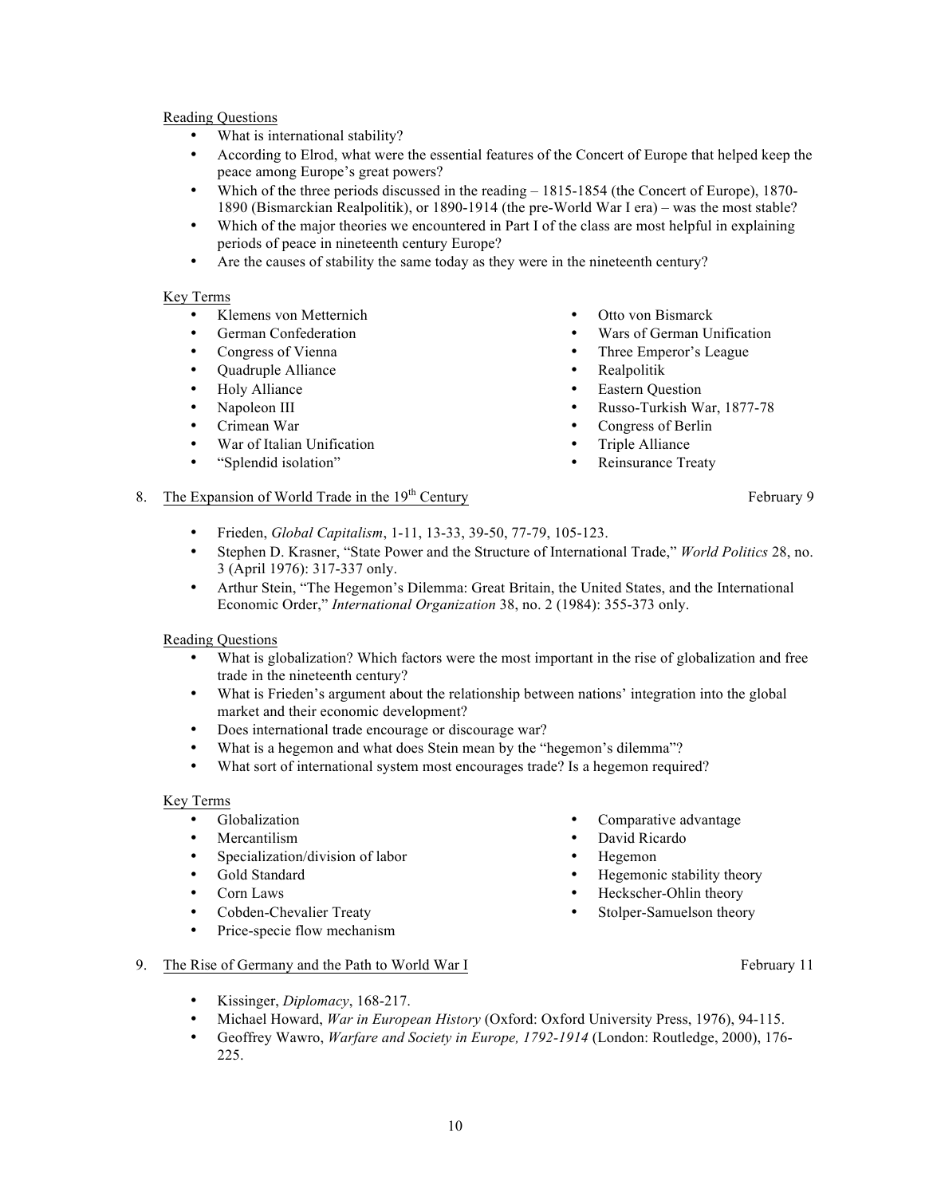Reading Questions

- What is international stability?
- According to Elrod, what were the essential features of the Concert of Europe that helped keep the peace among Europe's great powers?
- Which of the three periods discussed in the reading – 1815-1854 (the Concert of Europe), 1870-1890 (Bismarckian Realpolitik), or 1890-1914 (the pre-World War I era) – was the most stable?
- Which of the major theories we encountered in Part I of the class are most helpful in explaining periods of peace in nineteenth century Europe?
- Are the causes of stability the same today as they were in the nineteenth century?

Key Terms

- Klemens von Metternich
- German Confederation
- Congress of Vienna
- Quadruple Alliance
- Holy Alliance
- Napoleon III
- Crimean War
- War of Italian Unification
- "Splendid isolation"
- Otto von Bismarck
- Wars of German Unification
- Three Emperor's League
- Realpolitik
- Eastern Question
- Russo-Turkish War, 1877-78
- Congress of Berlin
- Triple Alliance
- Reinsurance Treaty

## 8. The Expansion of World Trade in the 19th Century — February 9

- Frieden, *Global Capitalism*, 1-11, 13-33, 39-50, 77-79, 105-123.
- Stephen D. Krasner, "State Power and the Structure of International Trade," *World Politics* 28, no. 3 (April 1976): 317-337 only.
- Arthur Stein, "The Hegemon's Dilemma: Great Britain, the United States, and the International Economic Order," *International Organization* 38, no. 2 (1984): 355-373 only.

Reading Questions

- What is globalization? Which factors were the most important in the rise of globalization and free trade in the nineteenth century?
- What is Frieden's argument about the relationship between nations' integration into the global market and their economic development?
- Does international trade encourage or discourage war?
- What is a hegemon and what does Stein mean by the "hegemon's dilemma"?
- What sort of international system most encourages trade? Is a hegemon required?

Key Terms

- Globalization
- Mercantilism
- Specialization/division of labor
- Gold Standard
- Corn Laws
- Cobden-Chevalier Treaty
- Price-specie flow mechanism
- Comparative advantage
- David Ricardo
- Hegemon
- Hegemonic stability theory
- Heckscher-Ohlin theory
- Stolper-Samuelson theory

## 9. The Rise of Germany and the Path to World War I — February 11

- Kissinger, *Diplomacy*, 168-217.
- Michael Howard, *War in European History* (Oxford: Oxford University Press, 1976), 94-115.
- Geoffrey Wawro, *Warfare and Society in Europe, 1792-1914* (London: Routledge, 2000), 176-225.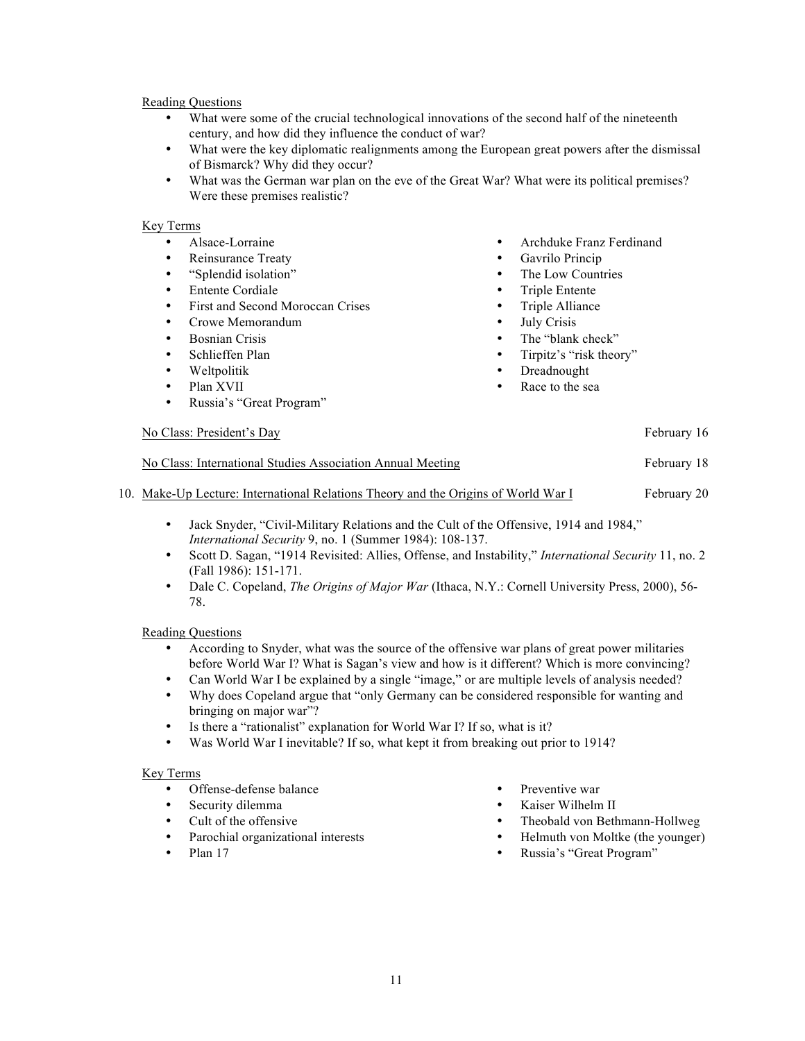Reading Questions

- What were some of the crucial technological innovations of the second half of the nineteenth century, and how did they influence the conduct of war?
- What were the key diplomatic realignments among the European great powers after the dismissal of Bismarck? Why did they occur?
- What was the German war plan on the eve of the Great War? What were its political premises? Were these premises realistic?

Key Terms

- Alsace-Lorraine
- Reinsurance Treaty
- "Splendid isolation"
- Entente Cordiale
- First and Second Moroccan Crises
- Crowe Memorandum
- Bosnian Crisis
- Schlieffen Plan
- Weltpolitik
- Plan XVII
- Russia's "Great Program"
- Archduke Franz Ferdinand
- Gavrilo Princip
- The Low Countries
- Triple Entente
- Triple Alliance
- July Crisis
- The "blank check"
- Tirpitz's "risk theory"
- Dreadnought
- Race to the sea

No Class: President's Day — February 16

No Class: International Studies Association Annual Meeting — February 18

10. Make-Up Lecture: International Relations Theory and the Origins of World War I — February 20

- Jack Snyder, "Civil-Military Relations and the Cult of the Offensive, 1914 and 1984," *International Security* 9, no. 1 (Summer 1984): 108-137.
- Scott D. Sagan, "1914 Revisited: Allies, Offense, and Instability," *International Security* 11, no. 2 (Fall 1986): 151-171.
- Dale C. Copeland, *The Origins of Major War* (Ithaca, N.Y.: Cornell University Press, 2000), 56-78.

Reading Questions

- According to Snyder, what was the source of the offensive war plans of great power militaries before World War I? What is Sagan's view and how is it different? Which is more convincing?
- Can World War I be explained by a single "image," or are multiple levels of analysis needed?
- Why does Copeland argue that "only Germany can be considered responsible for wanting and bringing on major war"?
- Is there a "rationalist" explanation for World War I? If so, what is it?
- Was World War I inevitable? If so, what kept it from breaking out prior to 1914?

Key Terms

- Offense-defense balance
- Security dilemma
- Cult of the offensive
- Parochial organizational interests
- Plan 17
- Preventive war
- Kaiser Wilhelm II
- Theobald von Bethmann-Hollweg
- Helmuth von Moltke (the younger)
- Russia's "Great Program"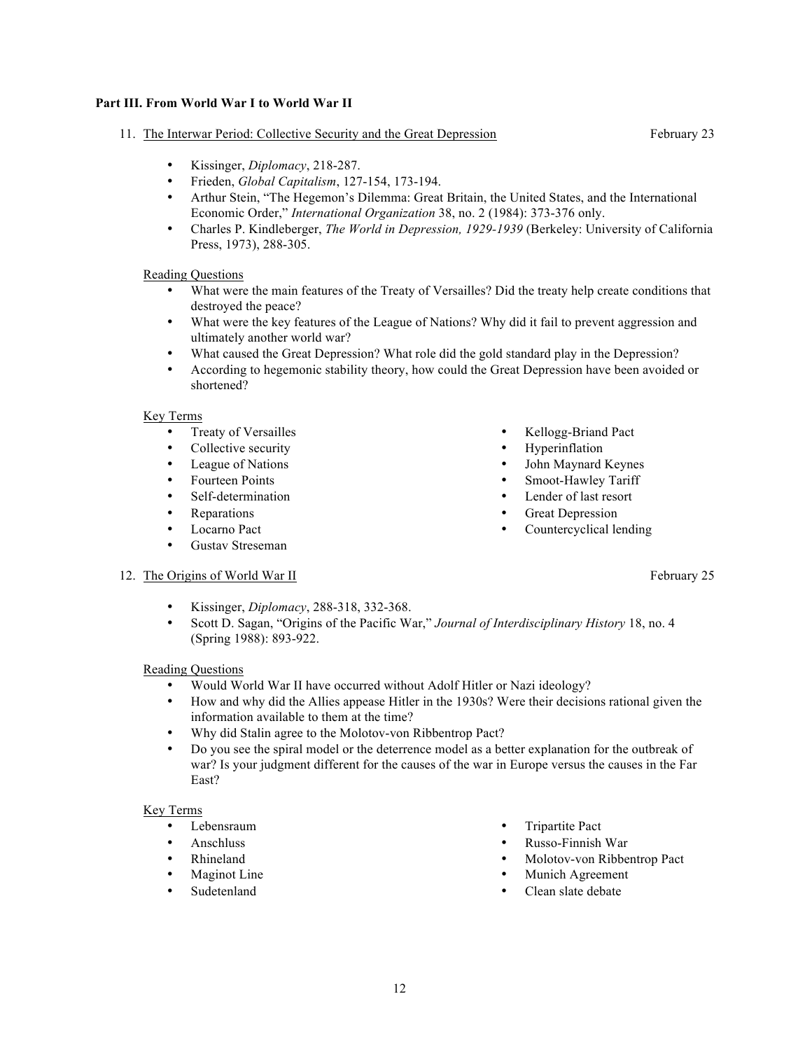**Part III. From World War I to World War II**

11. The Interwar Period: Collective Security and the Great Depression — February 23

- Kissinger, *Diplomacy*, 218-287.
- Frieden, *Global Capitalism*, 127-154, 173-194.
- Arthur Stein, "The Hegemon's Dilemma: Great Britain, the United States, and the International Economic Order," *International Organization* 38, no. 2 (1984): 373-376 only.
- Charles P. Kindleberger, *The World in Depression, 1929-1939* (Berkeley: University of California Press, 1973), 288-305.

Reading Questions

- What were the main features of the Treaty of Versailles? Did the treaty help create conditions that destroyed the peace?
- What were the key features of the League of Nations? Why did it fail to prevent aggression and ultimately another world war?
- What caused the Great Depression? What role did the gold standard play in the Depression?
- According to hegemonic stability theory, how could the Great Depression have been avoided or shortened?

Key Terms

- Treaty of Versailles
- Collective security
- League of Nations
- Fourteen Points
- Self-determination
- Reparations
- Locarno Pact
- Gustav Streseman
- Kellogg-Briand Pact
- Hyperinflation
- John Maynard Keynes
- Smoot-Hawley Tariff
- Lender of last resort
- Great Depression
- Countercyclical lending

12. The Origins of World War II — February 25

- Kissinger, *Diplomacy*, 288-318, 332-368.
- Scott D. Sagan, "Origins of the Pacific War," *Journal of Interdisciplinary History* 18, no. 4 (Spring 1988): 893-922.

Reading Questions

- Would World War II have occurred without Adolf Hitler or Nazi ideology?
- How and why did the Allies appease Hitler in the 1930s? Were their decisions rational given the information available to them at the time?
- Why did Stalin agree to the Molotov-von Ribbentrop Pact?
- Do you see the spiral model or the deterrence model as a better explanation for the outbreak of war? Is your judgment different for the causes of the war in Europe versus the causes in the Far East?

Key Terms

- Lebensraum
- Anschluss
- Rhineland
- Maginot Line
- Sudetenland
- Tripartite Pact
- Russo-Finnish War
- Molotov-von Ribbentrop Pact
- Munich Agreement
- Clean slate debate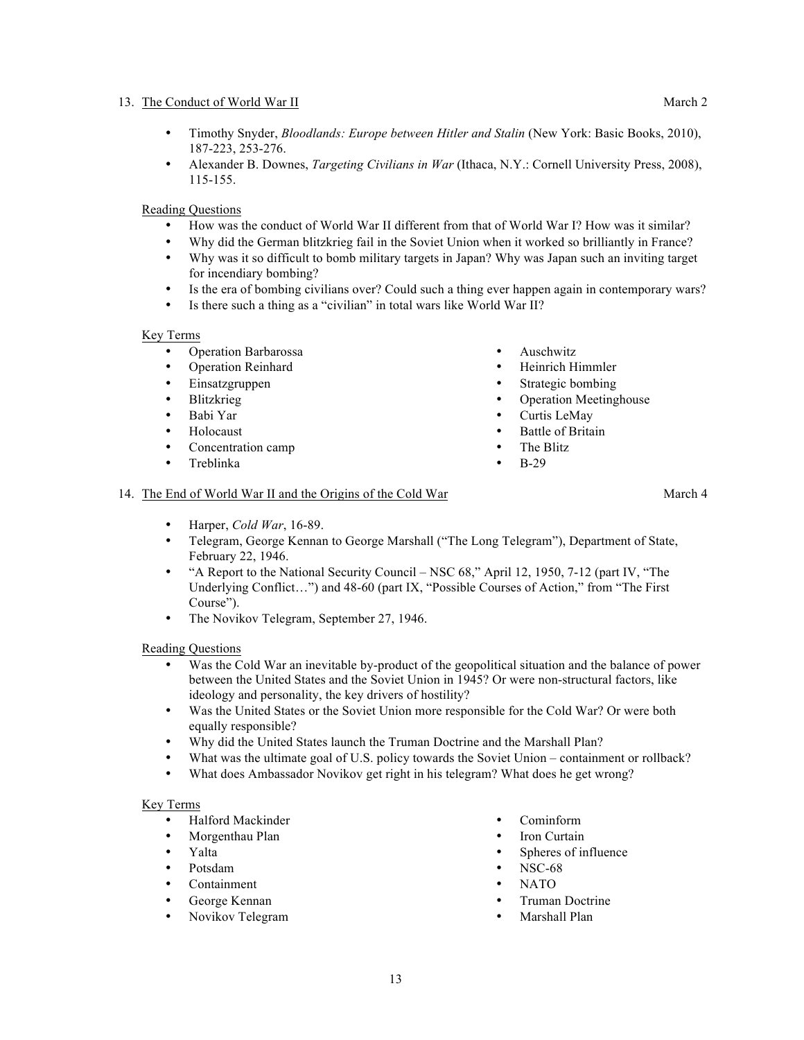13. The Conduct of World War II — March 2

- Timothy Snyder, *Bloodlands: Europe between Hitler and Stalin* (New York: Basic Books, 2010), 187-223, 253-276.
- Alexander B. Downes, *Targeting Civilians in War* (Ithaca, N.Y.: Cornell University Press, 2008), 115-155.

Reading Questions

- How was the conduct of World War II different from that of World War I? How was it similar?
- Why did the German blitzkrieg fail in the Soviet Union when it worked so brilliantly in France?
- Why was it so difficult to bomb military targets in Japan? Why was Japan such an inviting target for incendiary bombing?
- Is the era of bombing civilians over? Could such a thing ever happen again in contemporary wars?
- Is there such a thing as a "civilian" in total wars like World War II?

Key Terms

- Operation Barbarossa
- Operation Reinhard
- Einsatzgruppen
- Blitzkrieg
- Babi Yar
- Holocaust
- Concentration camp
- Treblinka
- Auschwitz
- Heinrich Himmler
- Strategic bombing
- Operation Meetinghouse
- Curtis LeMay
- Battle of Britain
- The Blitz
- B-29

14. The End of World War II and the Origins of the Cold War — March 4

- Harper, *Cold War*, 16-89.
- Telegram, George Kennan to George Marshall ("The Long Telegram"), Department of State, February 22, 1946.
- "A Report to the National Security Council – NSC 68," April 12, 1950, 7-12 (part IV, "The Underlying Conflict…") and 48-60 (part IX, "Possible Courses of Action," from "The First Course").
- The Novikov Telegram, September 27, 1946.

Reading Questions

- Was the Cold War an inevitable by-product of the geopolitical situation and the balance of power between the United States and the Soviet Union in 1945? Or were non-structural factors, like ideology and personality, the key drivers of hostility?
- Was the United States or the Soviet Union more responsible for the Cold War? Or were both equally responsible?
- Why did the United States launch the Truman Doctrine and the Marshall Plan?
- What was the ultimate goal of U.S. policy towards the Soviet Union – containment or rollback?
- What does Ambassador Novikov get right in his telegram? What does he get wrong?

Key Terms

- Halford Mackinder
- Morgenthau Plan
- Yalta
- Potsdam
- Containment
- George Kennan
- Novikov Telegram
- Cominform
- Iron Curtain
- Spheres of influence
- NSC-68
- NATO
- Truman Doctrine
- Marshall Plan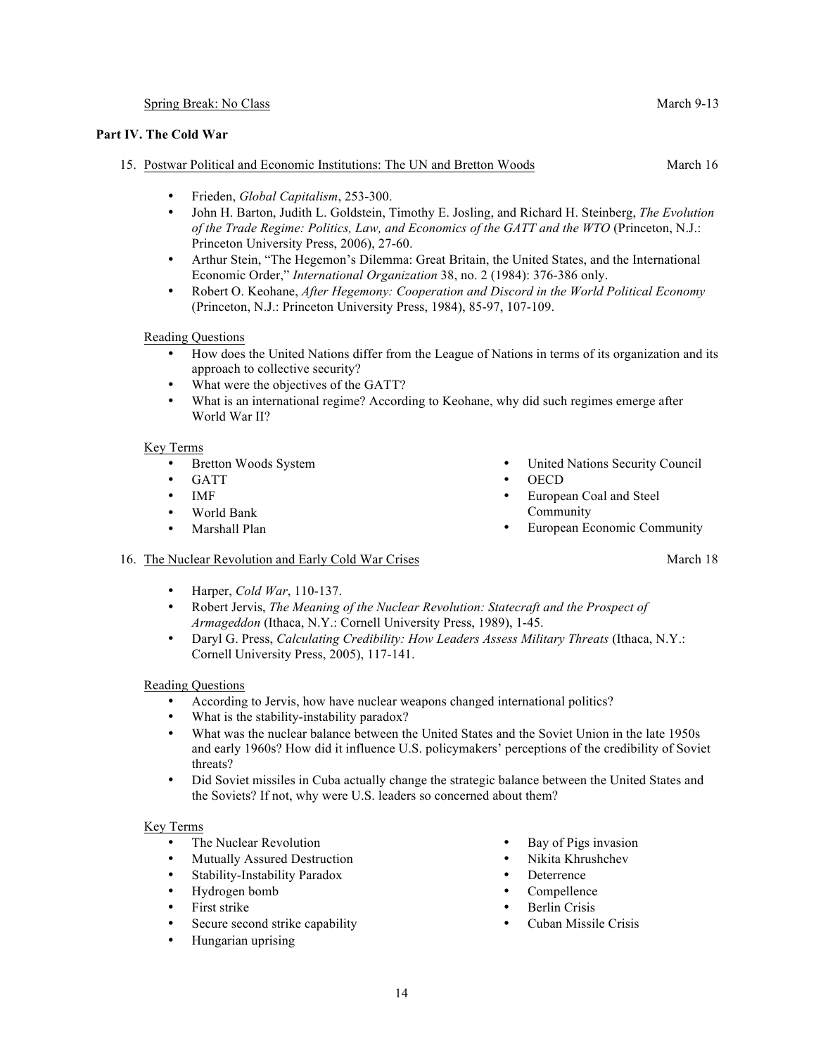Spring Break: No Class March 9-13

**Part IV. The Cold War**

15. Postwar Political and Economic Institutions: The UN and Bretton Woods — March 16

- Frieden, *Global Capitalism*, 253-300.
- John H. Barton, Judith L. Goldstein, Timothy E. Josling, and Richard H. Steinberg, *The Evolution of the Trade Regime: Politics, Law, and Economics of the GATT and the WTO* (Princeton, N.J.: Princeton University Press, 2006), 27-60.
- Arthur Stein, "The Hegemon's Dilemma: Great Britain, the United States, and the International Economic Order," *International Organization* 38, no. 2 (1984): 376-386 only.
- Robert O. Keohane, *After Hegemony: Cooperation and Discord in the World Political Economy* (Princeton, N.J.: Princeton University Press, 1984), 85-97, 107-109.

Reading Questions

- How does the United Nations differ from the League of Nations in terms of its organization and its approach to collective security?
- What were the objectives of the GATT?
- What is an international regime? According to Keohane, why did such regimes emerge after World War II?

Key Terms

- Bretton Woods System
- GATT
- IMF
- World Bank
- Marshall Plan
- United Nations Security Council
- OECD
- European Coal and Steel Community
- European Economic Community

16. The Nuclear Revolution and Early Cold War Crises — March 18

- Harper, *Cold War*, 110-137.
- Robert Jervis, *The Meaning of the Nuclear Revolution: Statecraft and the Prospect of Armageddon* (Ithaca, N.Y.: Cornell University Press, 1989), 1-45.
- Daryl G. Press, *Calculating Credibility: How Leaders Assess Military Threats* (Ithaca, N.Y.: Cornell University Press, 2005), 117-141.

Reading Questions

- According to Jervis, how have nuclear weapons changed international politics?
- What is the stability-instability paradox?
- What was the nuclear balance between the United States and the Soviet Union in the late 1950s and early 1960s? How did it influence U.S. policymakers' perceptions of the credibility of Soviet threats?
- Did Soviet missiles in Cuba actually change the strategic balance between the United States and the Soviets? If not, why were U.S. leaders so concerned about them?

Key Terms

- The Nuclear Revolution
- Mutually Assured Destruction
- Stability-Instability Paradox
- Hydrogen bomb
- First strike
- Secure second strike capability
- Hungarian uprising
- Bay of Pigs invasion
- Nikita Khrushchev
- Deterrence
- Compellence
- Berlin Crisis
- Cuban Missile Crisis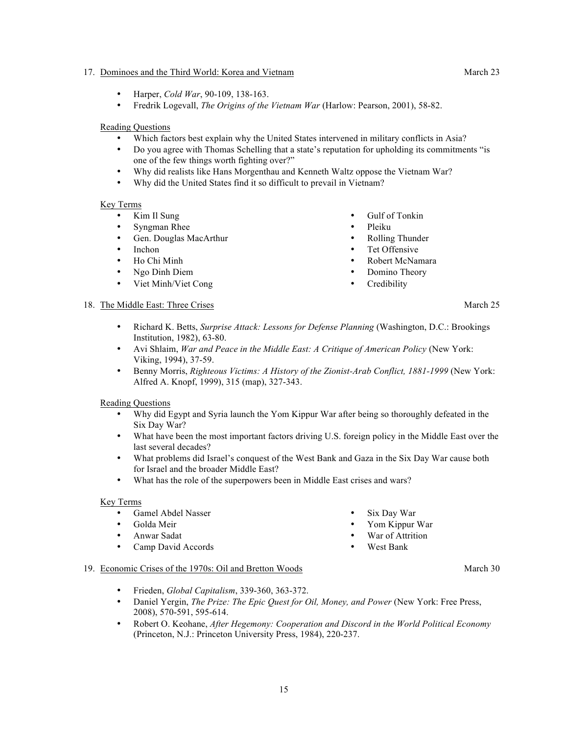17. Dominoes and the Third World: Korea and Vietnam — March 23

- Harper, *Cold War*, 90-109, 138-163.
- Fredrik Logevall, *The Origins of the Vietnam War* (Harlow: Pearson, 2001), 58-82.

Reading Questions

- Which factors best explain why the United States intervened in military conflicts in Asia?
- Do you agree with Thomas Schelling that a state's reputation for upholding its commitments "is one of the few things worth fighting over?"
- Why did realists like Hans Morgenthau and Kenneth Waltz oppose the Vietnam War?
- Why did the United States find it so difficult to prevail in Vietnam?

Key Terms

- Kim Il Sung
- Syngman Rhee
- Gen. Douglas MacArthur
- Inchon
- Ho Chi Minh
- Ngo Dinh Diem
- Viet Minh/Viet Cong
- Gulf of Tonkin
- Pleiku
- Rolling Thunder
- Tet Offensive
- Robert McNamara
- Domino Theory
- Credibility

18. The Middle East: Three Crises — March 25

- Richard K. Betts, *Surprise Attack: Lessons for Defense Planning* (Washington, D.C.: Brookings Institution, 1982), 63-80.
- Avi Shlaim, *War and Peace in the Middle East: A Critique of American Policy* (New York: Viking, 1994), 37-59.
- Benny Morris, *Righteous Victims: A History of the Zionist-Arab Conflict, 1881-1999* (New York: Alfred A. Knopf, 1999), 315 (map), 327-343.

Reading Questions

- Why did Egypt and Syria launch the Yom Kippur War after being so thoroughly defeated in the Six Day War?
- What have been the most important factors driving U.S. foreign policy in the Middle East over the last several decades?
- What problems did Israel's conquest of the West Bank and Gaza in the Six Day War cause both for Israel and the broader Middle East?
- What has the role of the superpowers been in Middle East crises and wars?

Key Terms

- Gamel Abdel Nasser
- Golda Meir
- Anwar Sadat
- Camp David Accords
- Six Day War
- Yom Kippur War
- War of Attrition
- West Bank

19. Economic Crises of the 1970s: Oil and Bretton Woods — March 30

- Frieden, *Global Capitalism*, 339-360, 363-372.
- Daniel Yergin, *The Prize: The Epic Quest for Oil, Money, and Power* (New York: Free Press, 2008), 570-591, 595-614.
- Robert O. Keohane, *After Hegemony: Cooperation and Discord in the World Political Economy* (Princeton, N.J.: Princeton University Press, 1984), 220-237.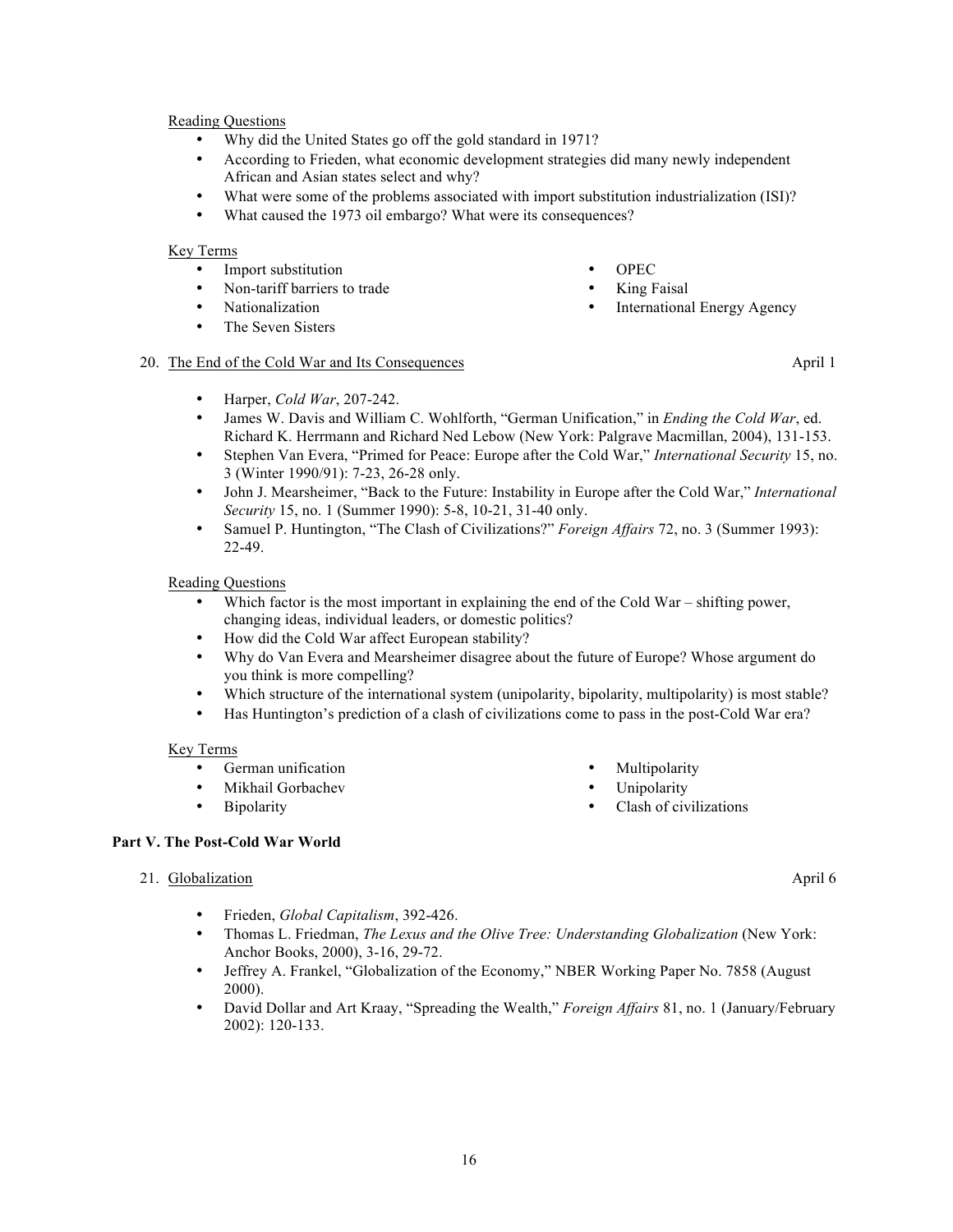Reading Questions

- Why did the United States go off the gold standard in 1971?
- According to Frieden, what economic development strategies did many newly independent African and Asian states select and why?
- What were some of the problems associated with import substitution industrialization (ISI)?
- What caused the 1973 oil embargo? What were its consequences?

Key Terms

- Import substitution
- Non-tariff barriers to trade
- Nationalization
- The Seven Sisters
- OPEC
- King Faisal
- International Energy Agency

20. The End of the Cold War and Its Consequences — April 1

- Harper, *Cold War*, 207-242.
- James W. Davis and William C. Wohlforth, "German Unification," in *Ending the Cold War*, ed. Richard K. Herrmann and Richard Ned Lebow (New York: Palgrave Macmillan, 2004), 131-153.
- Stephen Van Evera, "Primed for Peace: Europe after the Cold War," *International Security* 15, no. 3 (Winter 1990/91): 7-23, 26-28 only.
- John J. Mearsheimer, "Back to the Future: Instability in Europe after the Cold War," *International Security* 15, no. 1 (Summer 1990): 5-8, 10-21, 31-40 only.
- Samuel P. Huntington, "The Clash of Civilizations?" *Foreign Affairs* 72, no. 3 (Summer 1993): 22-49.

Reading Questions

- Which factor is the most important in explaining the end of the Cold War – shifting power, changing ideas, individual leaders, or domestic politics?
- How did the Cold War affect European stability?
- Why do Van Evera and Mearsheimer disagree about the future of Europe? Whose argument do you think is more compelling?
- Which structure of the international system (unipolarity, bipolarity, multipolarity) is most stable?
- Has Huntington's prediction of a clash of civilizations come to pass in the post-Cold War era?

Key Terms

- German unification
- Mikhail Gorbachev
- Bipolarity
- Multipolarity
- Unipolarity
- Clash of civilizations

**Part V. The Post-Cold War World**

21. Globalization — April 6

- Frieden, *Global Capitalism*, 392-426.
- Thomas L. Friedman, *The Lexus and the Olive Tree: Understanding Globalization* (New York: Anchor Books, 2000), 3-16, 29-72.
- Jeffrey A. Frankel, "Globalization of the Economy," NBER Working Paper No. 7858 (August 2000).
- David Dollar and Art Kraay, "Spreading the Wealth," *Foreign Affairs* 81, no. 1 (January/February 2002): 120-133.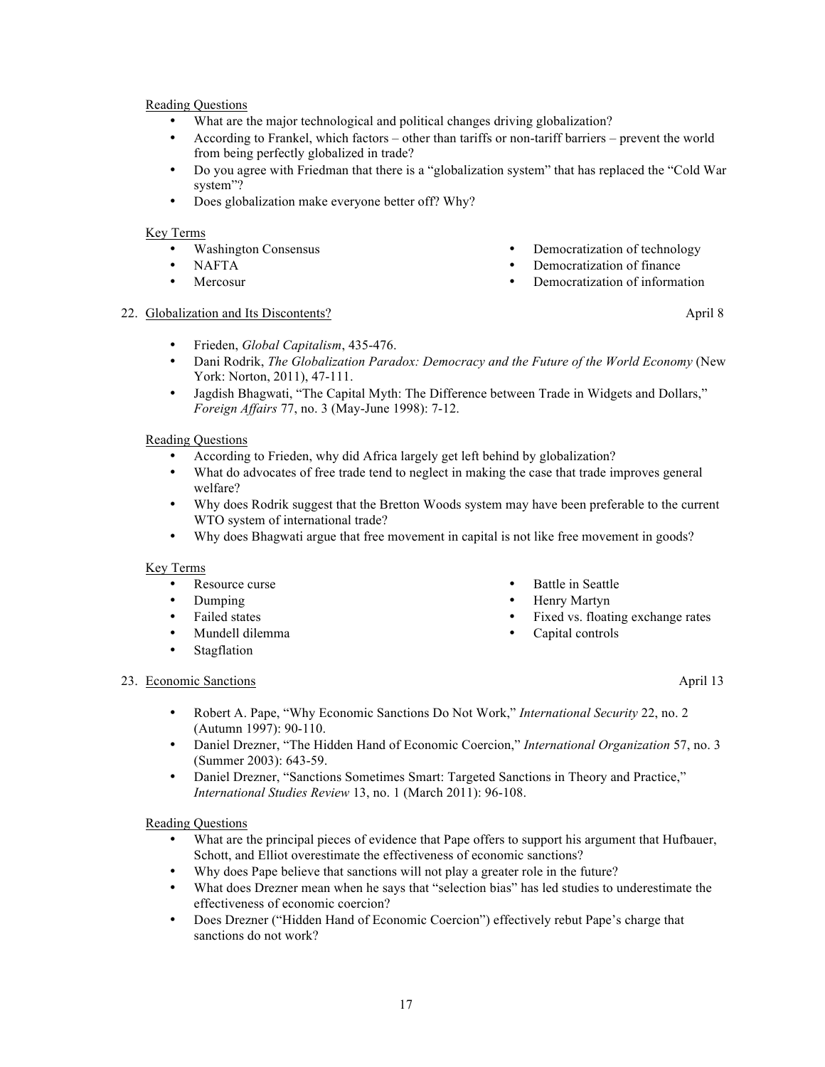Reading Questions

- What are the major technological and political changes driving globalization?
- According to Frankel, which factors – other than tariffs or non-tariff barriers – prevent the world from being perfectly globalized in trade?
- Do you agree with Friedman that there is a "globalization system" that has replaced the "Cold War system"?
- Does globalization make everyone better off? Why?

Key Terms

- Washington Consensus
- NAFTA
- Mercosur
- Democratization of technology
- Democratization of finance
- Democratization of information

22. Globalization and Its Discontents? April 8

- Frieden, *Global Capitalism*, 435-476.
- Dani Rodrik, *The Globalization Paradox: Democracy and the Future of the World Economy* (New York: Norton, 2011), 47-111.
- Jagdish Bhagwati, "The Capital Myth: The Difference between Trade in Widgets and Dollars," *Foreign Affairs* 77, no. 3 (May-June 1998): 7-12.

Reading Questions

- According to Frieden, why did Africa largely get left behind by globalization?
- What do advocates of free trade tend to neglect in making the case that trade improves general welfare?
- Why does Rodrik suggest that the Bretton Woods system may have been preferable to the current WTO system of international trade?
- Why does Bhagwati argue that free movement in capital is not like free movement in goods?

Key Terms

- Resource curse
- Dumping
- Failed states
- Mundell dilemma
- Stagflation
- Battle in Seattle
- Henry Martyn
- Fixed vs. floating exchange rates
- Capital controls

23. Economic Sanctions April 13

- Robert A. Pape, "Why Economic Sanctions Do Not Work," *International Security* 22, no. 2 (Autumn 1997): 90-110.
- Daniel Drezner, "The Hidden Hand of Economic Coercion," *International Organization* 57, no. 3 (Summer 2003): 643-59.
- Daniel Drezner, "Sanctions Sometimes Smart: Targeted Sanctions in Theory and Practice," *International Studies Review* 13, no. 1 (March 2011): 96-108.

Reading Questions

- What are the principal pieces of evidence that Pape offers to support his argument that Hufbauer, Schott, and Elliot overestimate the effectiveness of economic sanctions?
- Why does Pape believe that sanctions will not play a greater role in the future?
- What does Drezner mean when he says that "selection bias" has led studies to underestimate the effectiveness of economic coercion?
- Does Drezner ("Hidden Hand of Economic Coercion") effectively rebut Pape's charge that sanctions do not work?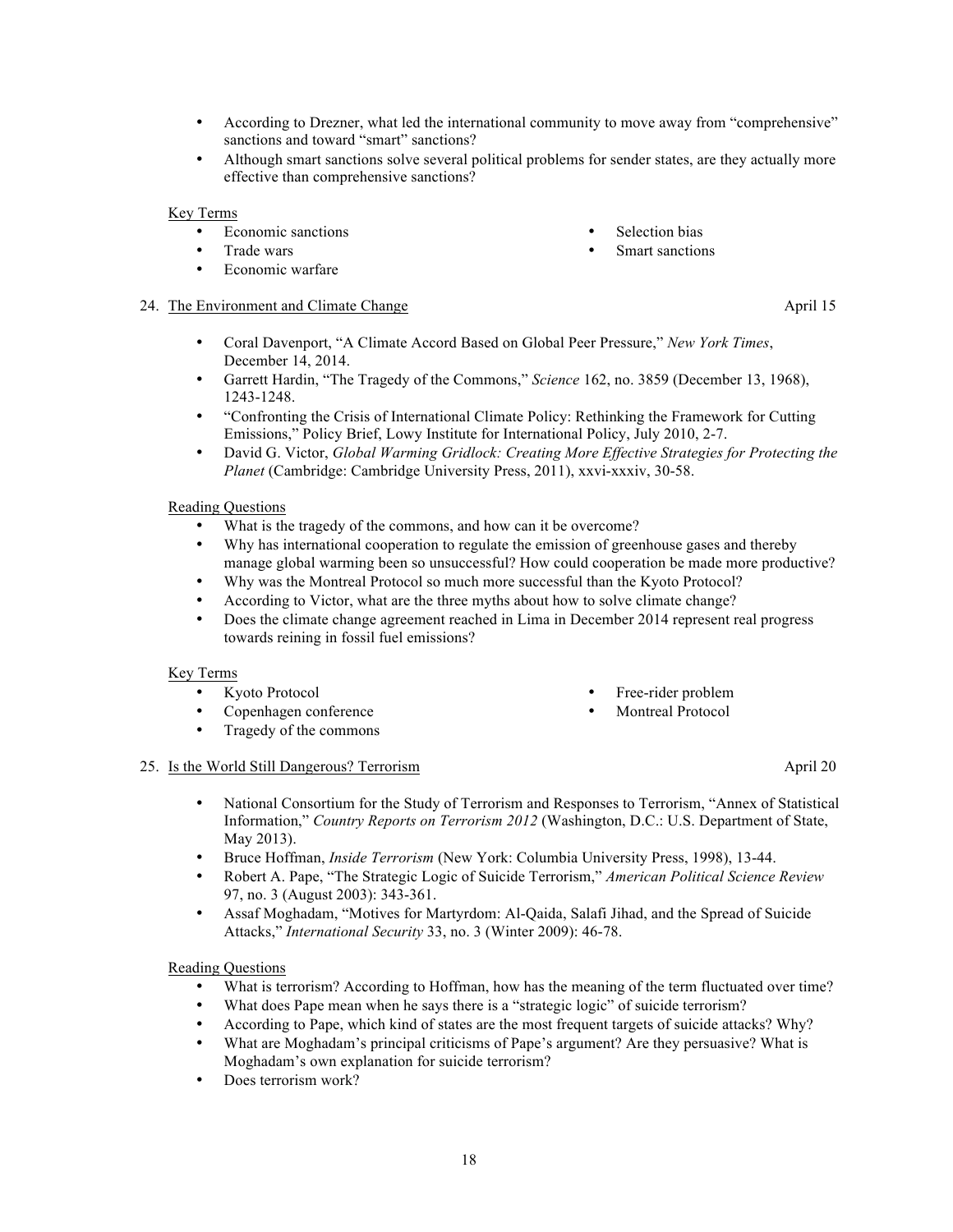- According to Drezner, what led the international community to move away from "comprehensive" sanctions and toward "smart" sanctions?
- Although smart sanctions solve several political problems for sender states, are they actually more effective than comprehensive sanctions?

Key Terms

- Economic sanctions
- Trade wars
- Economic warfare
- Selection bias
- Smart sanctions

24. The Environment and Climate Change — April 15

- Coral Davenport, "A Climate Accord Based on Global Peer Pressure," *New York Times*, December 14, 2014.
- Garrett Hardin, "The Tragedy of the Commons," *Science* 162, no. 3859 (December 13, 1968), 1243-1248.
- "Confronting the Crisis of International Climate Policy: Rethinking the Framework for Cutting Emissions," Policy Brief, Lowy Institute for International Policy, July 2010, 2-7.
- David G. Victor, *Global Warming Gridlock: Creating More Effective Strategies for Protecting the Planet* (Cambridge: Cambridge University Press, 2011), xxvi-xxxiv, 30-58.

Reading Questions

- What is the tragedy of the commons, and how can it be overcome?
- Why has international cooperation to regulate the emission of greenhouse gases and thereby manage global warming been so unsuccessful? How could cooperation be made more productive?
- Why was the Montreal Protocol so much more successful than the Kyoto Protocol?
- According to Victor, what are the three myths about how to solve climate change?
- Does the climate change agreement reached in Lima in December 2014 represent real progress towards reining in fossil fuel emissions?

Key Terms

- Kyoto Protocol
- Copenhagen conference
- Tragedy of the commons
- Free-rider problem
- Montreal Protocol

25. Is the World Still Dangerous? Terrorism — April 20

- National Consortium for the Study of Terrorism and Responses to Terrorism, "Annex of Statistical Information," *Country Reports on Terrorism 2012* (Washington, D.C.: U.S. Department of State, May 2013).
- Bruce Hoffman, *Inside Terrorism* (New York: Columbia University Press, 1998), 13-44.
- Robert A. Pape, "The Strategic Logic of Suicide Terrorism," *American Political Science Review* 97, no. 3 (August 2003): 343-361.
- Assaf Moghadam, "Motives for Martyrdom: Al-Qaida, Salafi Jihad, and the Spread of Suicide Attacks," *International Security* 33, no. 3 (Winter 2009): 46-78.

Reading Questions

- What is terrorism? According to Hoffman, how has the meaning of the term fluctuated over time?
- What does Pape mean when he says there is a "strategic logic" of suicide terrorism?
- According to Pape, which kind of states are the most frequent targets of suicide attacks? Why?
- What are Moghadam's principal criticisms of Pape's argument? Are they persuasive? What is Moghadam's own explanation for suicide terrorism?
- Does terrorism work?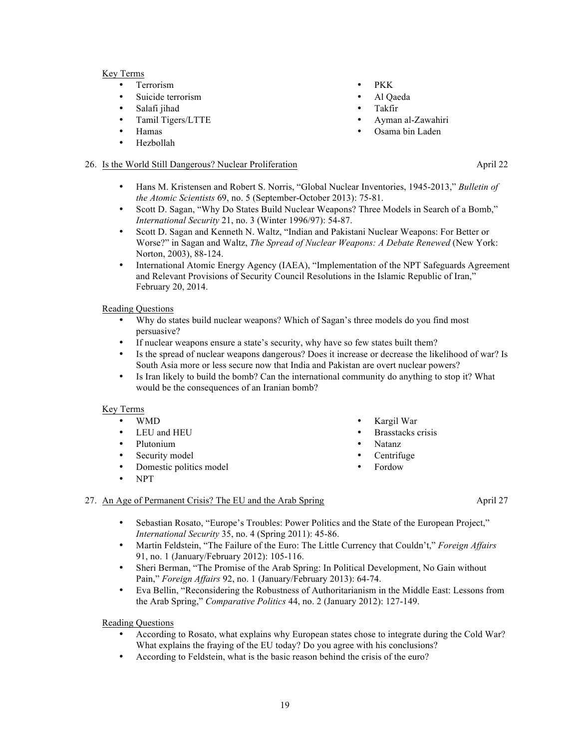Key Terms

- Terrorism
- Suicide terrorism
- Salafi jihad
- Tamil Tigers/LTTE
- Hamas
- Hezbollah
- PKK
- Al Qaeda
- Takfir
- Ayman al-Zawahiri
- Osama bin Laden

26. Is the World Still Dangerous? Nuclear Proliferation April 22

- Hans M. Kristensen and Robert S. Norris, "Global Nuclear Inventories, 1945-2013," *Bulletin of the Atomic Scientists* 69, no. 5 (September-October 2013): 75-81.
- Scott D. Sagan, "Why Do States Build Nuclear Weapons? Three Models in Search of a Bomb," *International Security* 21, no. 3 (Winter 1996/97): 54-87.
- Scott D. Sagan and Kenneth N. Waltz, "Indian and Pakistani Nuclear Weapons: For Better or Worse?" in Sagan and Waltz, *The Spread of Nuclear Weapons: A Debate Renewed* (New York: Norton, 2003), 88-124.
- International Atomic Energy Agency (IAEA), "Implementation of the NPT Safeguards Agreement and Relevant Provisions of Security Council Resolutions in the Islamic Republic of Iran," February 20, 2014.

Reading Questions

- Why do states build nuclear weapons? Which of Sagan's three models do you find most persuasive?
- If nuclear weapons ensure a state's security, why have so few states built them?
- Is the spread of nuclear weapons dangerous? Does it increase or decrease the likelihood of war? Is South Asia more or less secure now that India and Pakistan are overt nuclear powers?
- Is Iran likely to build the bomb? Can the international community do anything to stop it? What would be the consequences of an Iranian bomb?

Key Terms

- WMD
- LEU and HEU
- Plutonium
- Security model
- Domestic politics model
- NPT
- Kargil War
- Brasstacks crisis
- Natanz
- Centrifuge
- Fordow

27. An Age of Permanent Crisis? The EU and the Arab Spring April 27

- Sebastian Rosato, "Europe's Troubles: Power Politics and the State of the European Project," *International Security* 35, no. 4 (Spring 2011): 45-86.
- Martin Feldstein, "The Failure of the Euro: The Little Currency that Couldn't," *Foreign Affairs* 91, no. 1 (January/February 2012): 105-116.
- Sheri Berman, "The Promise of the Arab Spring: In Political Development, No Gain without Pain," *Foreign Affairs* 92, no. 1 (January/February 2013): 64-74.
- Eva Bellin, "Reconsidering the Robustness of Authoritarianism in the Middle East: Lessons from the Arab Spring," *Comparative Politics* 44, no. 2 (January 2012): 127-149.

Reading Questions

- According to Rosato, what explains why European states chose to integrate during the Cold War? What explains the fraying of the EU today? Do you agree with his conclusions?
- According to Feldstein, what is the basic reason behind the crisis of the euro?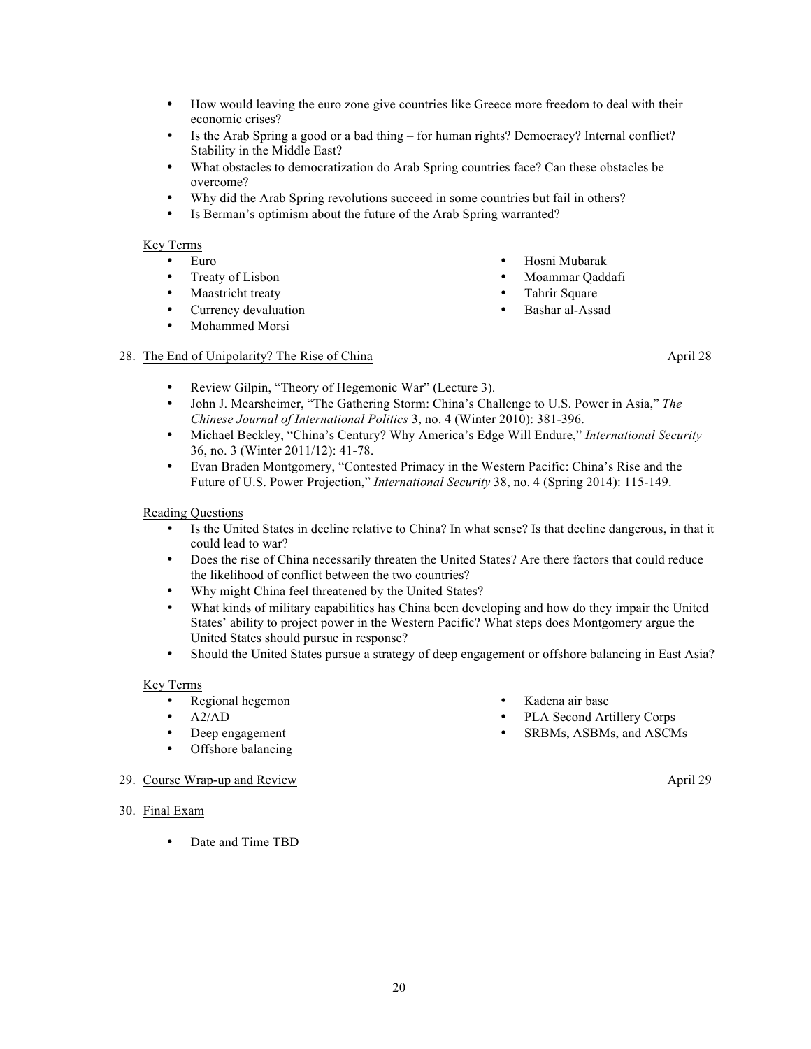- How would leaving the euro zone give countries like Greece more freedom to deal with their economic crises?
- Is the Arab Spring a good or a bad thing – for human rights? Democracy? Internal conflict? Stability in the Middle East?
- What obstacles to democratization do Arab Spring countries face? Can these obstacles be overcome?
- Why did the Arab Spring revolutions succeed in some countries but fail in others?
- Is Berman's optimism about the future of the Arab Spring warranted?

Key Terms

- Euro
- Treaty of Lisbon
- Maastricht treaty
- Currency devaluation
- Mohammed Morsi
- Hosni Mubarak
- Moammar Qaddafi
- Tahrir Square
- Bashar al-Assad

28. The End of Unipolarity? The Rise of China — April 28

- Review Gilpin, "Theory of Hegemonic War" (Lecture 3).
- John J. Mearsheimer, "The Gathering Storm: China's Challenge to U.S. Power in Asia," *The Chinese Journal of International Politics* 3, no. 4 (Winter 2010): 381-396.
- Michael Beckley, "China's Century? Why America's Edge Will Endure," *International Security* 36, no. 3 (Winter 2011/12): 41-78.
- Evan Braden Montgomery, "Contested Primacy in the Western Pacific: China's Rise and the Future of U.S. Power Projection," *International Security* 38, no. 4 (Spring 2014): 115-149.

Reading Questions

- Is the United States in decline relative to China? In what sense? Is that decline dangerous, in that it could lead to war?
- Does the rise of China necessarily threaten the United States? Are there factors that could reduce the likelihood of conflict between the two countries?
- Why might China feel threatened by the United States?
- What kinds of military capabilities has China been developing and how do they impair the United States' ability to project power in the Western Pacific? What steps does Montgomery argue the United States should pursue in response?
- Should the United States pursue a strategy of deep engagement or offshore balancing in East Asia?

Key Terms

- Regional hegemon
- A2/AD
- Deep engagement
- Offshore balancing
- Kadena air base
- PLA Second Artillery Corps
- SRBMs, ASBMs, and ASCMs

29. Course Wrap-up and Review — April 29

30. Final Exam

- Date and Time TBD